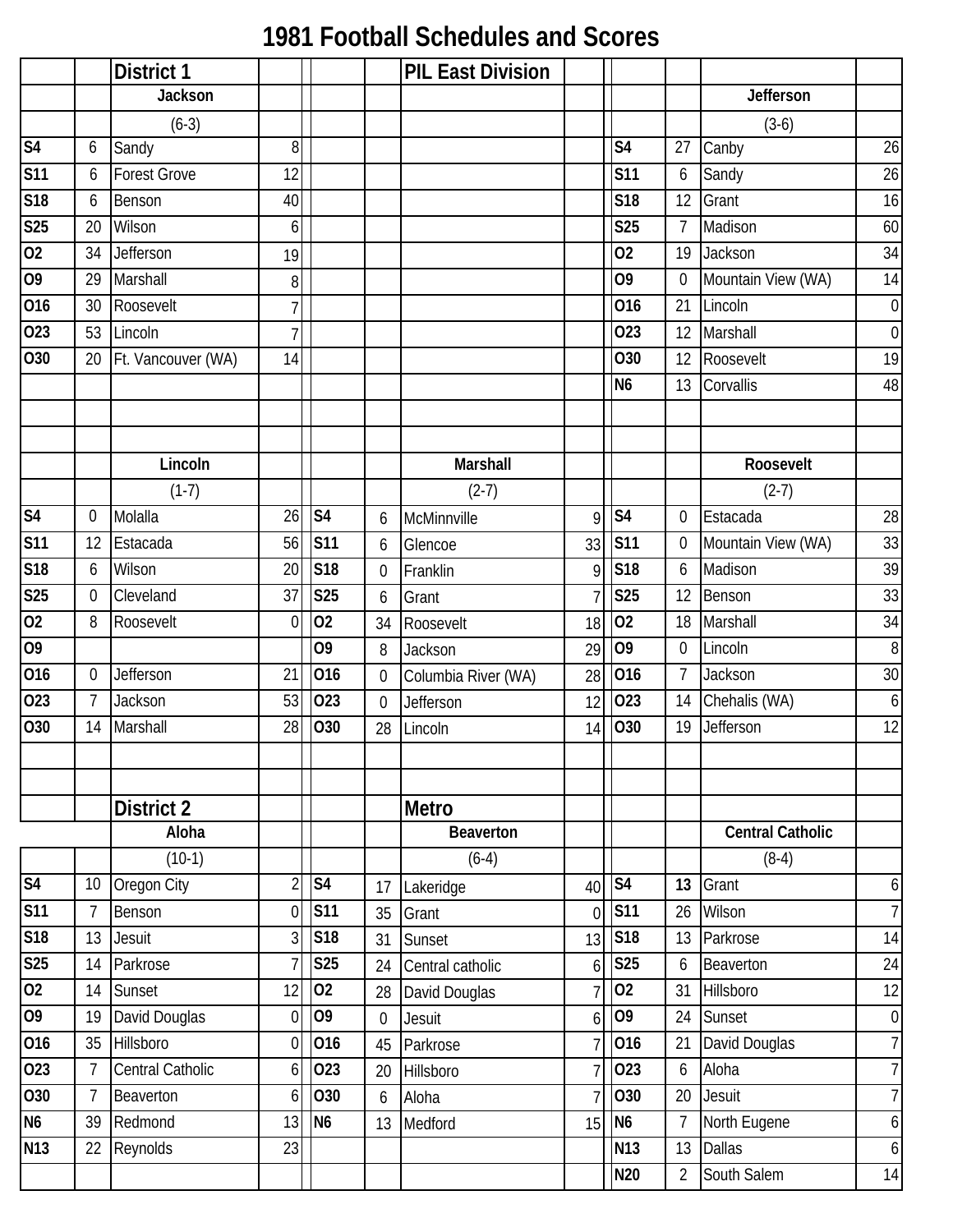# 1981 Football Schedules and Scores

## District 1 — PIL East Division

| | | Jackson | | | | Jefferson | |
|---|---|---|---|---|---|---|---|
| | | (6-3) | | | | (3-6) | |
| S4 | 6 | Sandy | 8 | S4 | 27 | Canby | 26 |
| S11 | 6 | Forest Grove | 12 | S11 | 6 | Sandy | 26 |
| S18 | 6 | Benson | 40 | S18 | 12 | Grant | 16 |
| S25 | 20 | Wilson | 6 | S25 | 7 | Madison | 60 |
| O2 | 34 | Jefferson | 19 | O2 | 19 | Jackson | 34 |
| O9 | 29 | Marshall | 8 | O9 | 0 | Mountain View (WA) | 14 |
| O16 | 30 | Roosevelt | 7 | O16 | 21 | Lincoln | 0 |
| O23 | 53 | Lincoln | 7 | O23 | 12 | Marshall | 0 |
| O30 | 20 | Ft. Vancouver (WA) | 14 | O30 | 12 | Roosevelt | 19 |
| | | | | N6 | 13 | Corvallis | 48 |

| | | Lincoln | | | | Marshall | | | | Roosevelt | |
|---|---|---|---|---|---|---|---|---|---|---|---|
| | | (1-7) | | | | (2-7) | | | | (2-7) | |
| S4 | 0 | Molalla | 26 | S4 | 6 | McMinnville | 9 | S4 | 0 | Estacada | 28 |
| S11 | 12 | Estacada | 56 | S11 | 6 | Glencoe | 33 | S11 | 0 | Mountain View (WA) | 33 |
| S18 | 6 | Wilson | 20 | S18 | 0 | Franklin | 9 | S18 | 6 | Madison | 39 |
| S25 | 0 | Cleveland | 37 | S25 | 6 | Grant | 7 | S25 | 12 | Benson | 33 |
| O2 | 8 | Roosevelt | 0 | O2 | 34 | Roosevelt | 18 | O2 | 18 | Marshall | 34 |
| O9 | | | | O9 | 8 | Jackson | 29 | O9 | 0 | Lincoln | 8 |
| O16 | 0 | Jefferson | 21 | O16 | 0 | Columbia River (WA) | 28 | O16 | 7 | Jackson | 30 |
| O23 | 7 | Jackson | 53 | O23 | 0 | Jefferson | 12 | O23 | 14 | Chehalis (WA) | 6 |
| O30 | 14 | Marshall | 28 | O30 | 28 | Lincoln | 14 | O30 | 19 | Jefferson | 12 |

## District 2 — Metro

| | | Aloha | | | | Beaverton | | | | Central Catholic | |
|---|---|---|---|---|---|---|---|---|---|---|---|
| | | (10-1) | | | | (6-4) | | | | (8-4) | |
| S4 | 10 | Oregon City | 2 | S4 | 17 | Lakeridge | 40 | S4 | **13** | Grant | 6 |
| S11 | 7 | Benson | 0 | S11 | 35 | Grant | 0 | S11 | 26 | Wilson | 7 |
| S18 | 13 | Jesuit | 3 | S18 | 31 | Sunset | 13 | S18 | 13 | Parkrose | 14 |
| S25 | 14 | Parkrose | 7 | S25 | 24 | Central catholic | 6 | S25 | 6 | Beaverton | 24 |
| O2 | 14 | Sunset | 12 | O2 | 28 | David Douglas | 7 | O2 | 31 | Hillsboro | 12 |
| O9 | 19 | David Douglas | 0 | O9 | 0 | Jesuit | 6 | O9 | 24 | Sunset | 0 |
| O16 | 35 | Hillsboro | 0 | O16 | 45 | Parkrose | 7 | O16 | 21 | David Douglas | 7 |
| O23 | 7 | Central Catholic | 6 | O23 | 20 | Hillsboro | 7 | O23 | 6 | Aloha | 7 |
| O30 | 7 | Beaverton | 6 | O30 | 6 | Aloha | 7 | O30 | 20 | Jesuit | 7 |
| N6 | 39 | Redmond | 13 | N6 | 13 | Medford | 15 | N6 | 7 | North Eugene | 6 |
| N13 | 22 | Reynolds | 23 | | | | | N13 | 13 | Dallas | 6 |
| | | | | | | | | N20 | 2 | South Salem | 14 |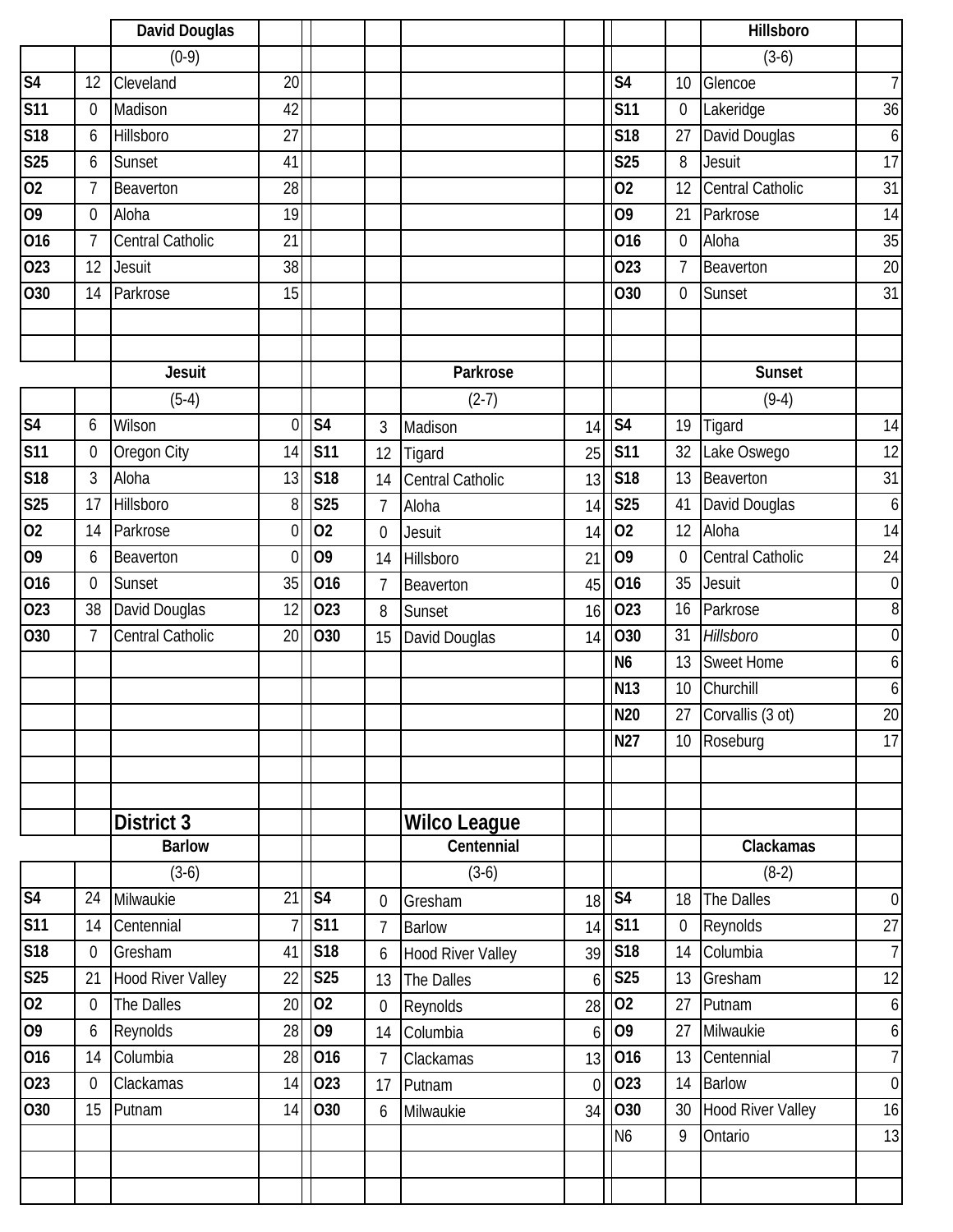### David Douglas

(0-9)

| Date | Score | Opponent | Score |
|---|---|---|---|
| S4 | 12 | Cleveland | 20 |
| S11 | 0 | Madison | 42 |
| S18 | 6 | Hillsboro | 27 |
| S25 | 6 | Sunset | 41 |
| O2 | 7 | Beaverton | 28 |
| O9 | 0 | Aloha | 19 |
| O16 | 7 | Central Catholic | 21 |
| O23 | 12 | Jesuit | 38 |
| O30 | 14 | Parkrose | 15 |

### Hillsboro

(3-6)

| Date | Score | Opponent | Score |
|---|---|---|---|
| S4 | 10 | Glencoe | 7 |
| S11 | 0 | Lakeridge | 36 |
| S18 | 27 | David Douglas | 6 |
| S25 | 8 | Jesuit | 17 |
| O2 | 12 | Central Catholic | 31 |
| O9 | 21 | Parkrose | 14 |
| O16 | 0 | Aloha | 35 |
| O23 | 7 | Beaverton | 20 |
| O30 | 0 | Sunset | 31 |

### Jesuit

(5-4)

| Date | Score | Opponent | Score |
|---|---|---|---|
| S4 | 6 | Wilson | 0 |
| S11 | 0 | Oregon City | 14 |
| S18 | 3 | Aloha | 13 |
| S25 | 17 | Hillsboro | 8 |
| O2 | 14 | Parkrose | 0 |
| O9 | 6 | Beaverton | 0 |
| O16 | 0 | Sunset | 35 |
| O23 | 38 | David Douglas | 12 |
| O30 | 7 | Central Catholic | 20 |

### Parkrose

(2-7)

| Date | Score | Opponent | Score |
|---|---|---|---|
| S4 | 3 | Madison | 14 |
| S11 | 12 | Tigard | 25 |
| S18 | 14 | Central Catholic | 13 |
| S25 | 7 | Aloha | 14 |
| O2 | 0 | Jesuit | 14 |
| O9 | 14 | Hillsboro | 21 |
| O16 | 7 | Beaverton | 45 |
| O23 | 8 | Sunset | 16 |
| O30 | 15 | David Douglas | 14 |

### Sunset

(9-4)

| Date | Score | Opponent | Score |
|---|---|---|---|
| S4 | 19 | Tigard | 14 |
| S11 | 32 | Lake Oswego | 12 |
| S18 | 13 | Beaverton | 31 |
| S25 | 41 | David Douglas | 6 |
| O2 | 12 | Aloha | 14 |
| O9 | 0 | Central Catholic | 24 |
| O16 | 35 | Jesuit | 0 |
| O23 | 16 | Parkrose | 8 |
| O30 | 31 | *Hillsboro* | 0 |
| N6 | 13 | Sweet Home | 6 |
| N13 | 10 | Churchill | 6 |
| N20 | 27 | Corvallis (3 ot) | 20 |
| N27 | 10 | Roseburg | 17 |

## District 3

## Wilco League

### Barlow

(3-6)

| Date | Score | Opponent | Score |
|---|---|---|---|
| S4 | 24 | Milwaukie | 21 |
| S11 | 14 | Centennial | 7 |
| S18 | 0 | Gresham | 41 |
| S25 | 21 | Hood River Valley | 22 |
| O2 | 0 | The Dalles | 20 |
| O9 | 6 | Reynolds | 28 |
| O16 | 14 | Columbia | 28 |
| O23 | 0 | Clackamas | 14 |
| O30 | 15 | Putnam | 14 |

### Centennial

(3-6)

| Date | Score | Opponent | Score |
|---|---|---|---|
| S4 | 0 | Gresham | 18 |
| S11 | 7 | Barlow | 14 |
| S18 | 6 | Hood River Valley | 39 |
| S25 | 13 | The Dalles | 6 |
| O2 | 0 | Reynolds | 28 |
| O9 | 14 | Columbia | 6 |
| O16 | 7 | Clackamas | 13 |
| O23 | 17 | Putnam | 0 |
| O30 | 6 | Milwaukie | 34 |

### Clackamas

(8-2)

| Date | Score | Opponent | Score |
|---|---|---|---|
| S4 | 18 | The Dalles | 0 |
| S11 | 0 | Reynolds | 27 |
| S18 | 14 | Columbia | 7 |
| S25 | 13 | Gresham | 12 |
| O2 | 27 | Putnam | 6 |
| O9 | 27 | Milwaukie | 6 |
| O16 | 13 | Centennial | 7 |
| O23 | 14 | Barlow | 0 |
| O30 | 30 | Hood River Valley | 16 |
| N6 | 9 | Ontario | 13 |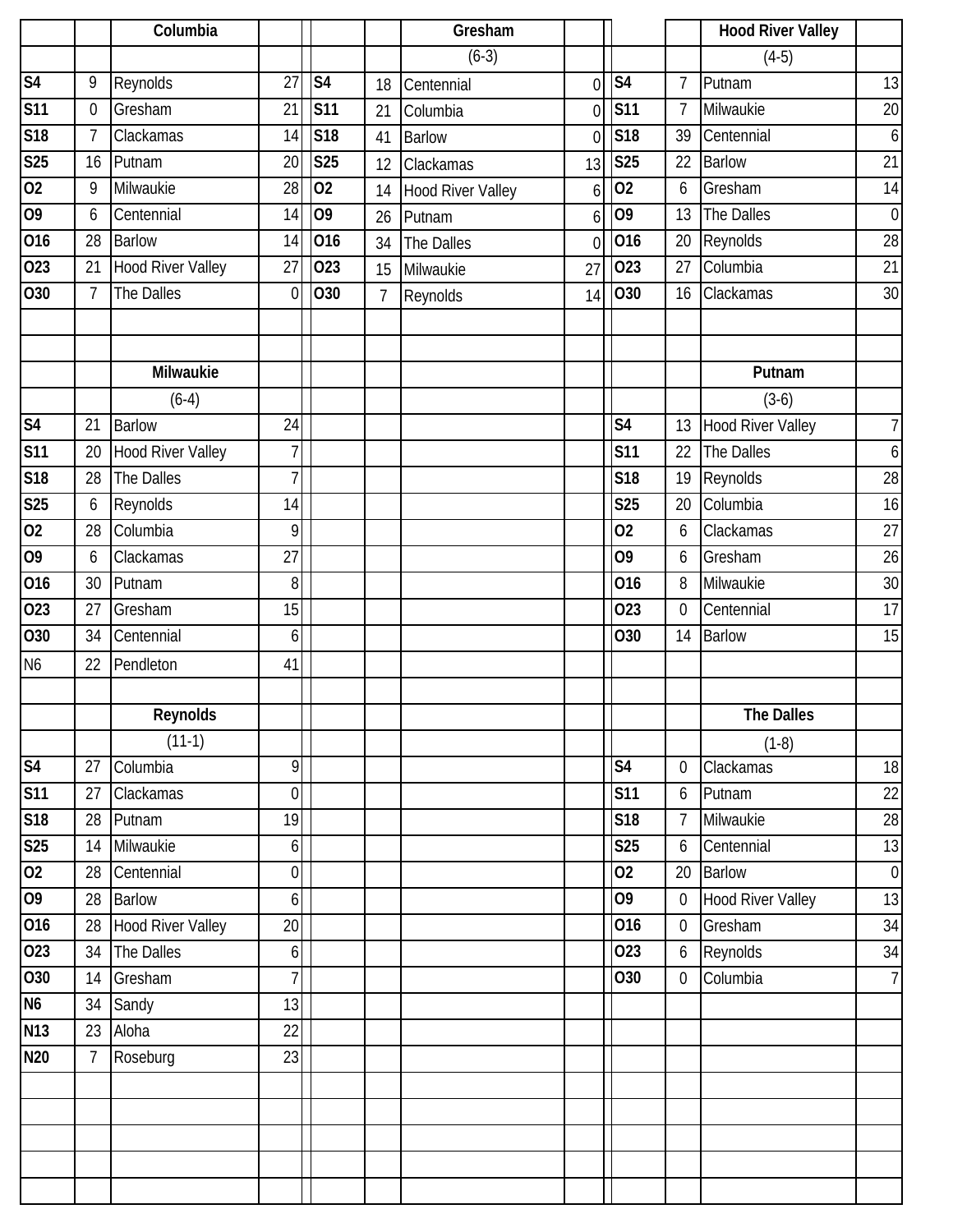## Columbia

| Date | Score | Opponent | Opp |
|---|---|---|---|
| S4 | 9 | Reynolds | 27 |
| S11 | 0 | Gresham | 21 |
| S18 | 7 | Clackamas | 14 |
| S25 | 16 | Putnam | 20 |
| O2 | 9 | Milwaukie | 28 |
| O9 | 6 | Centennial | 14 |
| O16 | 28 | Barlow | 14 |
| O23 | 21 | Hood River Valley | 27 |
| O30 | 7 | The Dalles | 0 |

## Gresham

(6-3)

| Date | Score | Opponent | Opp |
|---|---|---|---|
| S4 | 18 | Centennial | 0 |
| S11 | 21 | Columbia | 0 |
| S18 | 41 | Barlow | 0 |
| S25 | 12 | Clackamas | 13 |
| O2 | 14 | Hood River Valley | 6 |
| O9 | 26 | Putnam | 6 |
| O16 | 34 | The Dalles | 0 |
| O23 | 15 | Milwaukie | 27 |
| O30 | 7 | Reynolds | 14 |

## Hood River Valley

(4-5)

| Date | Score | Opponent | Opp |
|---|---|---|---|
| S4 | 7 | Putnam | 13 |
| S11 | 7 | Milwaukie | 20 |
| S18 | 39 | Centennial | 6 |
| S25 | 22 | Barlow | 21 |
| O2 | 6 | Gresham | 14 |
| O9 | 13 | The Dalles | 0 |
| O16 | 20 | Reynolds | 28 |
| O23 | 27 | Columbia | 21 |
| O30 | 16 | Clackamas | 30 |

## Milwaukie

(6-4)

| Date | Score | Opponent | Opp |
|---|---|---|---|
| S4 | 21 | Barlow | 24 |
| S11 | 20 | Hood River Valley | 7 |
| S18 | 28 | The Dalles | 7 |
| S25 | 6 | Reynolds | 14 |
| O2 | 28 | Columbia | 9 |
| O9 | 6 | Clackamas | 27 |
| O16 | 30 | Putnam | 8 |
| O23 | 27 | Gresham | 15 |
| O30 | 34 | Centennial | 6 |
| N6 | 22 | Pendleton | 41 |

## Putnam

(3-6)

| Date | Score | Opponent | Opp |
|---|---|---|---|
| S4 | 13 | Hood River Valley | 7 |
| S11 | 22 | The Dalles | 6 |
| S18 | 19 | Reynolds | 28 |
| S25 | 20 | Columbia | 16 |
| O2 | 6 | Clackamas | 27 |
| O9 | 6 | Gresham | 26 |
| O16 | 8 | Milwaukie | 30 |
| O23 | 0 | Centennial | 17 |
| O30 | 14 | Barlow | 15 |

## Reynolds

(11-1)

| Date | Score | Opponent | Opp |
|---|---|---|---|
| S4 | 27 | Columbia | 9 |
| S11 | 27 | Clackamas | 0 |
| S18 | 28 | Putnam | 19 |
| S25 | 14 | Milwaukie | 6 |
| O2 | 28 | Centennial | 0 |
| O9 | 28 | Barlow | 6 |
| O16 | 28 | Hood River Valley | 20 |
| O23 | 34 | The Dalles | 6 |
| O30 | 14 | Gresham | 7 |
| N6 | 34 | Sandy | 13 |
| N13 | 23 | Aloha | 22 |
| N20 | 7 | Roseburg | 23 |

## The Dalles

(1-8)

| Date | Score | Opponent | Opp |
|---|---|---|---|
| S4 | 0 | Clackamas | 18 |
| S11 | 6 | Putnam | 22 |
| S18 | 7 | Milwaukie | 28 |
| S25 | 6 | Centennial | 13 |
| O2 | 20 | Barlow | 0 |
| O9 | 0 | Hood River Valley | 13 |
| O16 | 0 | Gresham | 34 |
| O23 | 6 | Reynolds | 34 |
| O30 | 0 | Columbia | 7 |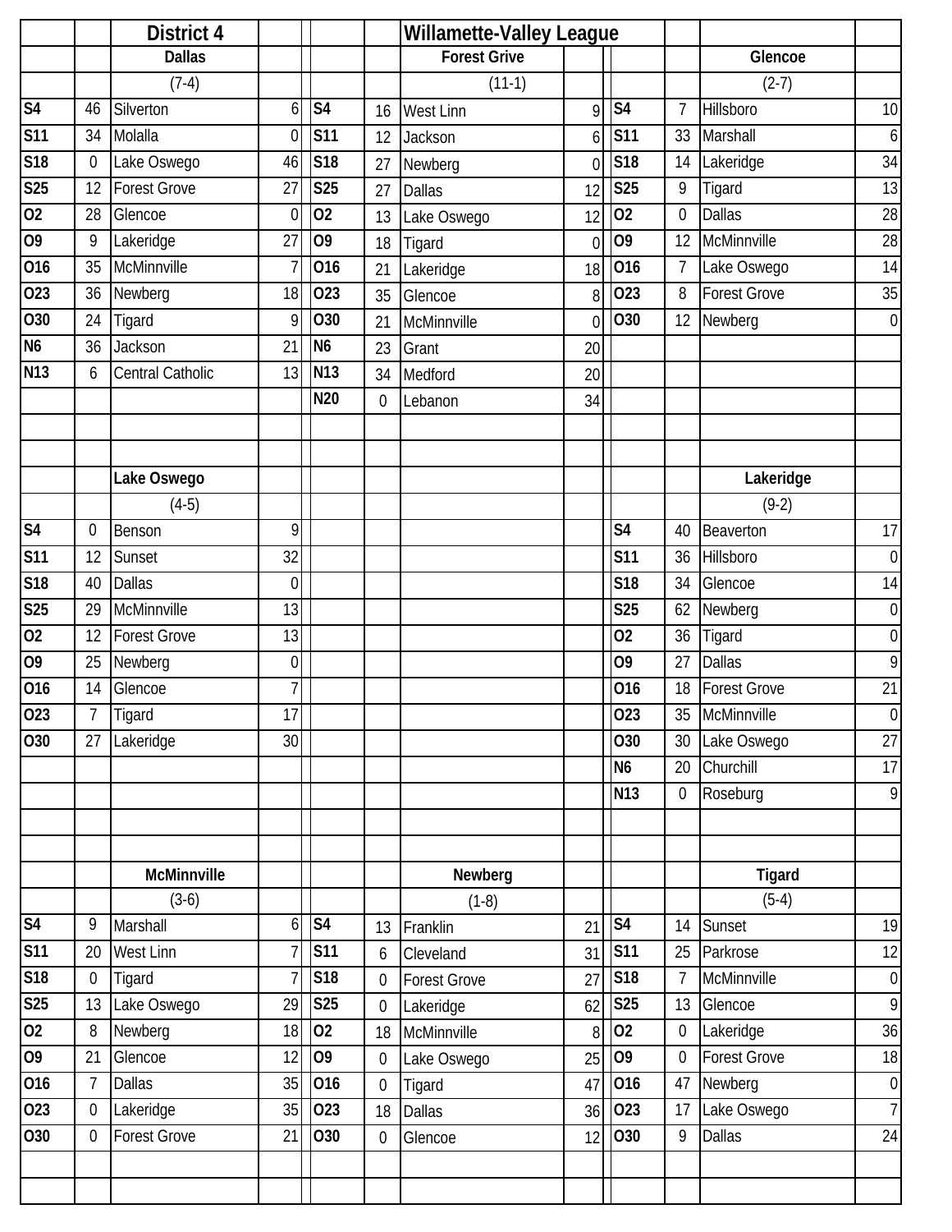# District 4 — Willamette-Valley League

### Dallas (7-4)

| Date | Dallas | Opponent | Opp |
|---|---|---|---|
| S4 | 46 | Silverton | 6 |
| S11 | 34 | Molalla | 0 |
| S18 | 0 | Lake Oswego | 46 |
| S25 | 12 | Forest Grove | 27 |
| O2 | 28 | Glencoe | 0 |
| O9 | 9 | Lakeridge | 27 |
| O16 | 35 | McMinnville | 7 |
| O23 | 36 | Newberg | 18 |
| O30 | 24 | Tigard | 9 |
| N6 | 36 | Jackson | 21 |
| N13 | 6 | Central Catholic | 13 |

### Forest Grive (11-1)

| Date | Forest Grove | Opponent | Opp |
|---|---|---|---|
| S4 | 16 | West Linn | 9 |
| S11 | 12 | Jackson | 6 |
| S18 | 27 | Newberg | 0 |
| S25 | 27 | Dallas | 12 |
| O2 | 13 | Lake Oswego | 12 |
| O9 | 18 | Tigard | 0 |
| O16 | 21 | Lakeridge | 18 |
| O23 | 35 | Glencoe | 8 |
| O30 | 21 | McMinnville | 0 |
| N6 | 23 | Grant | 20 |
| N13 | 34 | Medford | 20 |
| N20 | 0 | Lebanon | 34 |

### Glencoe (2-7)

| Date | Glencoe | Opponent | Opp |
|---|---|---|---|
| S4 | 7 | Hillsboro | 10 |
| S11 | 33 | Marshall | 6 |
| S18 | 14 | Lakeridge | 34 |
| S25 | 9 | Tigard | 13 |
| O2 | 0 | Dallas | 28 |
| O9 | 12 | McMinnville | 28 |
| O16 | 7 | Lake Oswego | 14 |
| O23 | 8 | Forest Grove | 35 |
| O30 | 12 | Newberg | 0 |

### Lake Oswego (4-5)

| Date | Lake Oswego | Opponent | Opp |
|---|---|---|---|
| S4 | 0 | Benson | 9 |
| S11 | 12 | Sunset | 32 |
| S18 | 40 | Dallas | 0 |
| S25 | 29 | McMinnville | 13 |
| O2 | 12 | Forest Grove | 13 |
| O9 | 25 | Newberg | 0 |
| O16 | 14 | Glencoe | 7 |
| O23 | 7 | Tigard | 17 |
| O30 | 27 | Lakeridge | 30 |

### Lakeridge (9-2)

| Date | Lakeridge | Opponent | Opp |
|---|---|---|---|
| S4 | 40 | Beaverton | 17 |
| S11 | 36 | Hillsboro | 0 |
| S18 | 34 | Glencoe | 14 |
| S25 | 62 | Newberg | 0 |
| O2 | 36 | Tigard | 0 |
| O9 | 27 | Dallas | 9 |
| O16 | 18 | Forest Grove | 21 |
| O23 | 35 | McMinnville | 0 |
| O30 | 30 | Lake Oswego | 27 |
| N6 | 20 | Churchill | 17 |
| N13 | 0 | Roseburg | 9 |

### McMinnville (3-6)

| Date | McMinnville | Opponent | Opp |
|---|---|---|---|
| S4 | 9 | Marshall | 6 |
| S11 | 20 | West Linn | 7 |
| S18 | 0 | Tigard | 7 |
| S25 | 13 | Lake Oswego | 29 |
| O2 | 8 | Newberg | 18 |
| O9 | 21 | Glencoe | 12 |
| O16 | 7 | Dallas | 35 |
| O23 | 0 | Lakeridge | 35 |
| O30 | 0 | Forest Grove | 21 |

### Newberg (1-8)

| Date | Newberg | Opponent | Opp |
|---|---|---|---|
| S4 | 13 | Franklin | 21 |
| S11 | 6 | Cleveland | 31 |
| S18 | 0 | Forest Grove | 27 |
| S25 | 0 | Lakeridge | 62 |
| O2 | 18 | McMinnville | 8 |
| O9 | 0 | Lake Oswego | 25 |
| O16 | 0 | Tigard | 47 |
| O23 | 18 | Dallas | 36 |
| O30 | 0 | Glencoe | 12 |

### Tigard (5-4)

| Date | Tigard | Opponent | Opp |
|---|---|---|---|
| S4 | 14 | Sunset | 19 |
| S11 | 25 | Parkrose | 12 |
| S18 | 7 | McMinnville | 0 |
| S25 | 13 | Glencoe | 9 |
| O2 | 0 | Lakeridge | 36 |
| O9 | 0 | Forest Grove | 18 |
| O16 | 47 | Newberg | 0 |
| O23 | 17 | Lake Oswego | 7 |
| O30 | 9 | Dallas | 24 |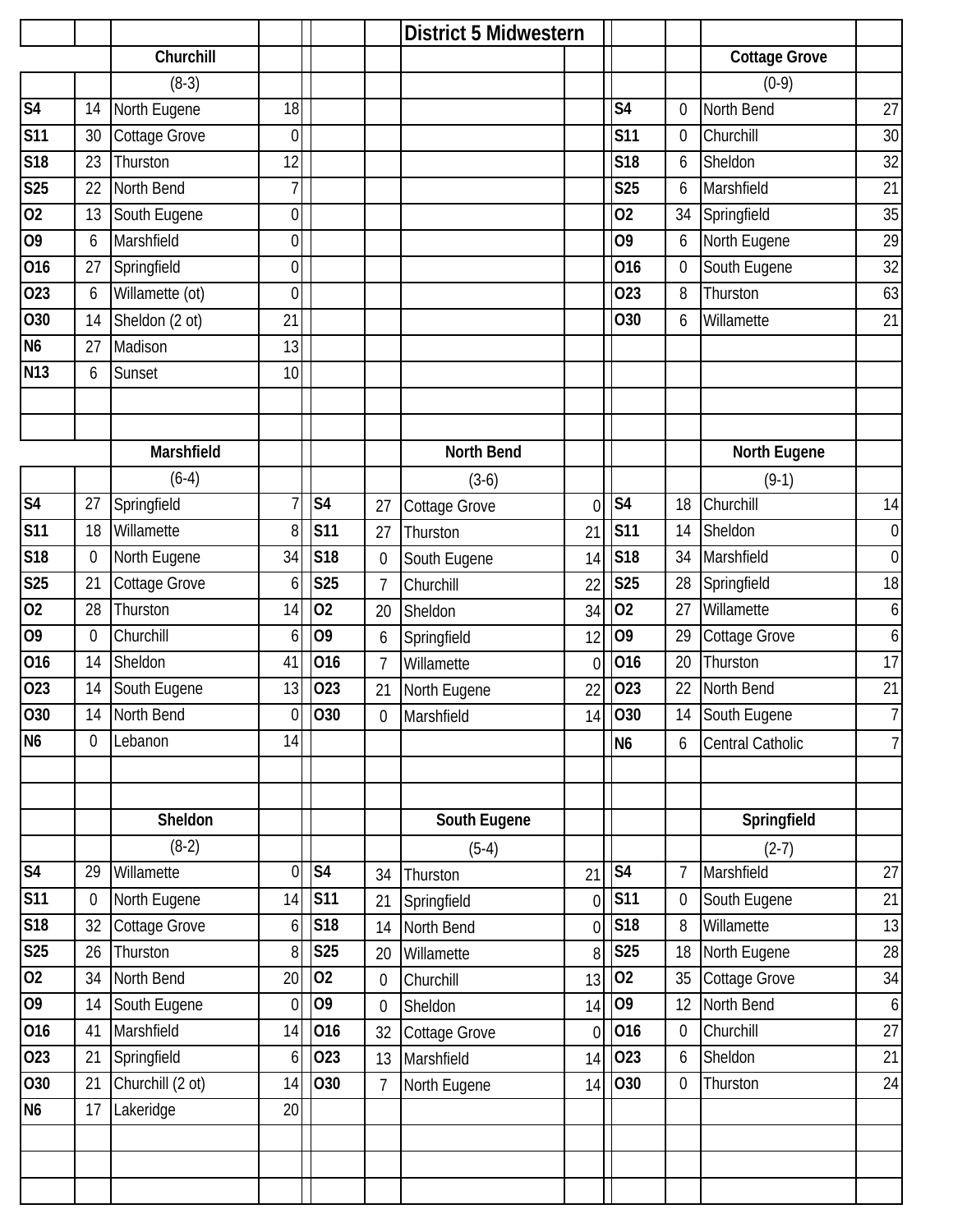# District 5 Midwestern

## Churchill (8-3)

| Date | Score | Opponent | Score |
|---|---|---|---|
| S4 | 14 | North Eugene | 18 |
| S11 | 30 | Cottage Grove | 0 |
| S18 | 23 | Thurston | 12 |
| S25 | 22 | North Bend | 7 |
| O2 | 13 | South Eugene | 0 |
| O9 | 6 | Marshfield | 0 |
| O16 | 27 | Springfield | 0 |
| O23 | 6 | Willamette (ot) | 0 |
| O30 | 14 | Sheldon (2 ot) | 21 |
| N6 | 27 | Madison | 13 |
| N13 | 6 | Sunset | 10 |

## Cottage Grove (0-9)

| Date | Score | Opponent | Score |
|---|---|---|---|
| S4 | 0 | North Bend | 27 |
| S11 | 0 | Churchill | 30 |
| S18 | 6 | Sheldon | 32 |
| S25 | 6 | Marshfield | 21 |
| O2 | 34 | Springfield | 35 |
| O9 | 6 | North Eugene | 29 |
| O16 | 0 | South Eugene | 32 |
| O23 | 8 | Thurston | 63 |
| O30 | 6 | Willamette | 21 |

## Marshfield (6-4)

| Date | Score | Opponent | Score |
|---|---|---|---|
| S4 | 27 | Springfield | 7 |
| S11 | 18 | Willamette | 8 |
| S18 | 0 | North Eugene | 34 |
| S25 | 21 | Cottage Grove | 6 |
| O2 | 28 | Thurston | 14 |
| O9 | 0 | Churchill | 6 |
| O16 | 14 | Sheldon | 41 |
| O23 | 14 | South Eugene | 13 |
| O30 | 14 | North Bend | 0 |
| N6 | 0 | Lebanon | 14 |

## North Bend (3-6)

| Date | Score | Opponent | Score |
|---|---|---|---|
| S4 | 27 | Cottage Grove | 0 |
| S11 | 27 | Thurston | 21 |
| S18 | 0 | South Eugene | 14 |
| S25 | 7 | Churchill | 22 |
| O2 | 20 | Sheldon | 34 |
| O9 | 6 | Springfield | 12 |
| O16 | 7 | Willamette | 0 |
| O23 | 21 | North Eugene | 22 |
| O30 | 0 | Marshfield | 14 |

## North Eugene (9-1)

| Date | Score | Opponent | Score |
|---|---|---|---|
| S4 | 18 | Churchill | 14 |
| S11 | 14 | Sheldon | 0 |
| S18 | 34 | Marshfield | 0 |
| S25 | 28 | Springfield | 18 |
| O2 | 27 | Willamette | 6 |
| O9 | 29 | Cottage Grove | 6 |
| O16 | 20 | Thurston | 17 |
| O23 | 22 | North Bend | 21 |
| O30 | 14 | South Eugene | 7 |
| N6 | 6 | Central Catholic | 7 |

## Sheldon (8-2)

| Date | Score | Opponent | Score |
|---|---|---|---|
| S4 | 29 | Willamette | 0 |
| S11 | 0 | North Eugene | 14 |
| S18 | 32 | Cottage Grove | 6 |
| S25 | 26 | Thurston | 8 |
| O2 | 34 | North Bend | 20 |
| O9 | 14 | South Eugene | 0 |
| O16 | 41 | Marshfield | 14 |
| O23 | 21 | Springfield | 6 |
| O30 | 21 | Churchill (2 ot) | 14 |
| N6 | 17 | Lakeridge | 20 |

## South Eugene (5-4)

| Date | Score | Opponent | Score |
|---|---|---|---|
| S4 | 34 | Thurston | 21 |
| S11 | 21 | Springfield | 0 |
| S18 | 14 | North Bend | 0 |
| S25 | 20 | Willamette | 8 |
| O2 | 0 | Churchill | 13 |
| O9 | 0 | Sheldon | 14 |
| O16 | 32 | Cottage Grove | 0 |
| O23 | 13 | Marshfield | 14 |
| O30 | 7 | North Eugene | 14 |

## Springfield (2-7)

| Date | Score | Opponent | Score |
|---|---|---|---|
| S4 | 7 | Marshfield | 27 |
| S11 | 0 | South Eugene | 21 |
| S18 | 8 | Willamette | 13 |
| S25 | 18 | North Eugene | 28 |
| O2 | 35 | Cottage Grove | 34 |
| O9 | 12 | North Bend | 6 |
| O16 | 0 | Churchill | 27 |
| O23 | 6 | Sheldon | 21 |
| O30 | 0 | Thurston | 24 |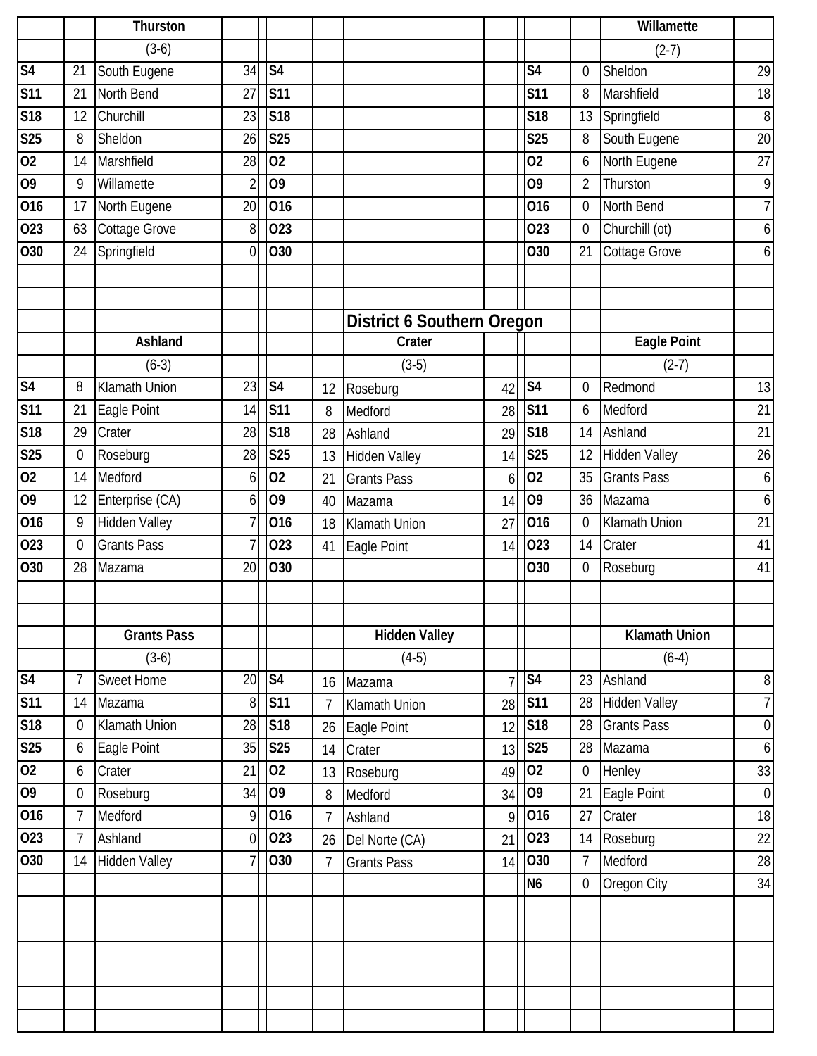### Thurston (3-6)

| Date | Score | Opponent | Opp. Score |
|---|---|---|---|
| S4 | 21 | South Eugene | 34 |
| S11 | 21 | North Bend | 27 |
| S18 | 12 | Churchill | 23 |
| S25 | 8 | Sheldon | 26 |
| O2 | 14 | Marshfield | 28 |
| O9 | 9 | Willamette | 2 |
| O16 | 17 | North Eugene | 20 |
| O23 | 63 | Cottage Grove | 8 |
| O30 | 24 | Springfield | 0 |

### Willamette (2-7)

| Date | Score | Opponent | Opp. Score |
|---|---|---|---|
| S4 | 0 | Sheldon | 29 |
| S11 | 8 | Marshfield | 18 |
| S18 | 13 | Springfield | 8 |
| S25 | 8 | South Eugene | 20 |
| O2 | 6 | North Eugene | 27 |
| O9 | 2 | Thurston | 9 |
| O16 | 0 | North Bend | 7 |
| O23 | 0 | Churchill (ot) | 6 |
| O30 | 21 | Cottage Grove | 6 |

## District 6 Southern Oregon

### Ashland (6-3)

| Date | Score | Opponent | Opp. Score |
|---|---|---|---|
| S4 | 8 | Klamath Union | 23 |
| S11 | 21 | Eagle Point | 14 |
| S18 | 29 | Crater | 28 |
| S25 | 0 | Roseburg | 28 |
| O2 | 14 | Medford | 6 |
| O9 | 12 | Enterprise (CA) | 6 |
| O16 | 9 | Hidden Valley | 7 |
| O23 | 0 | Grants Pass | 7 |
| O30 | 28 | Mazama | 20 |

### Crater (3-5)

| Date | Score | Opponent | Opp. Score |
|---|---|---|---|
| S4 | 12 | Roseburg | 42 |
| S11 | 8 | Medford | 28 |
| S18 | 28 | Ashland | 29 |
| S25 | 13 | Hidden Valley | 14 |
| O2 | 21 | Grants Pass | 6 |
| O9 | 40 | Mazama | 14 |
| O16 | 18 | Klamath Union | 27 |
| O23 | 41 | Eagle Point | 14 |
| O30 | | | |

### Eagle Point (2-7)

| Date | Score | Opponent | Opp. Score |
|---|---|---|---|
| S4 | 0 | Redmond | 13 |
| S11 | 6 | Medford | 21 |
| S18 | 14 | Ashland | 21 |
| S25 | 12 | Hidden Valley | 26 |
| O2 | 35 | Grants Pass | 6 |
| O9 | 36 | Mazama | 6 |
| O16 | 0 | Klamath Union | 21 |
| O23 | 14 | Crater | 41 |
| O30 | 0 | Roseburg | 41 |

### Grants Pass (3-6)

| Date | Score | Opponent | Opp. Score |
|---|---|---|---|
| S4 | 7 | Sweet Home | 20 |
| S11 | 14 | Mazama | 8 |
| S18 | 0 | Klamath Union | 28 |
| S25 | 6 | Eagle Point | 35 |
| O2 | 6 | Crater | 21 |
| O9 | 0 | Roseburg | 34 |
| O16 | 7 | Medford | 9 |
| O23 | 7 | Ashland | 0 |
| O30 | 14 | Hidden Valley | 7 |

### Hidden Valley (4-5)

| Date | Score | Opponent | Opp. Score |
|---|---|---|---|
| S4 | 16 | Mazama | 7 |
| S11 | 7 | Klamath Union | 28 |
| S18 | 26 | Eagle Point | 12 |
| S25 | 14 | Crater | 13 |
| O2 | 13 | Roseburg | 49 |
| O9 | 8 | Medford | 34 |
| O16 | 7 | Ashland | 9 |
| O23 | 26 | Del Norte (CA) | 21 |
| O30 | 7 | Grants Pass | 14 |

### Klamath Union (6-4)

| Date | Score | Opponent | Opp. Score |
|---|---|---|---|
| S4 | 23 | Ashland | 8 |
| S11 | 28 | Hidden Valley | 7 |
| S18 | 28 | Grants Pass | 0 |
| S25 | 28 | Mazama | 6 |
| O2 | 0 | Henley | 33 |
| O9 | 21 | Eagle Point | 0 |
| O16 | 27 | Crater | 18 |
| O23 | 14 | Roseburg | 22 |
| O30 | 7 | Medford | 28 |
| N6 | 0 | Oregon City | 34 |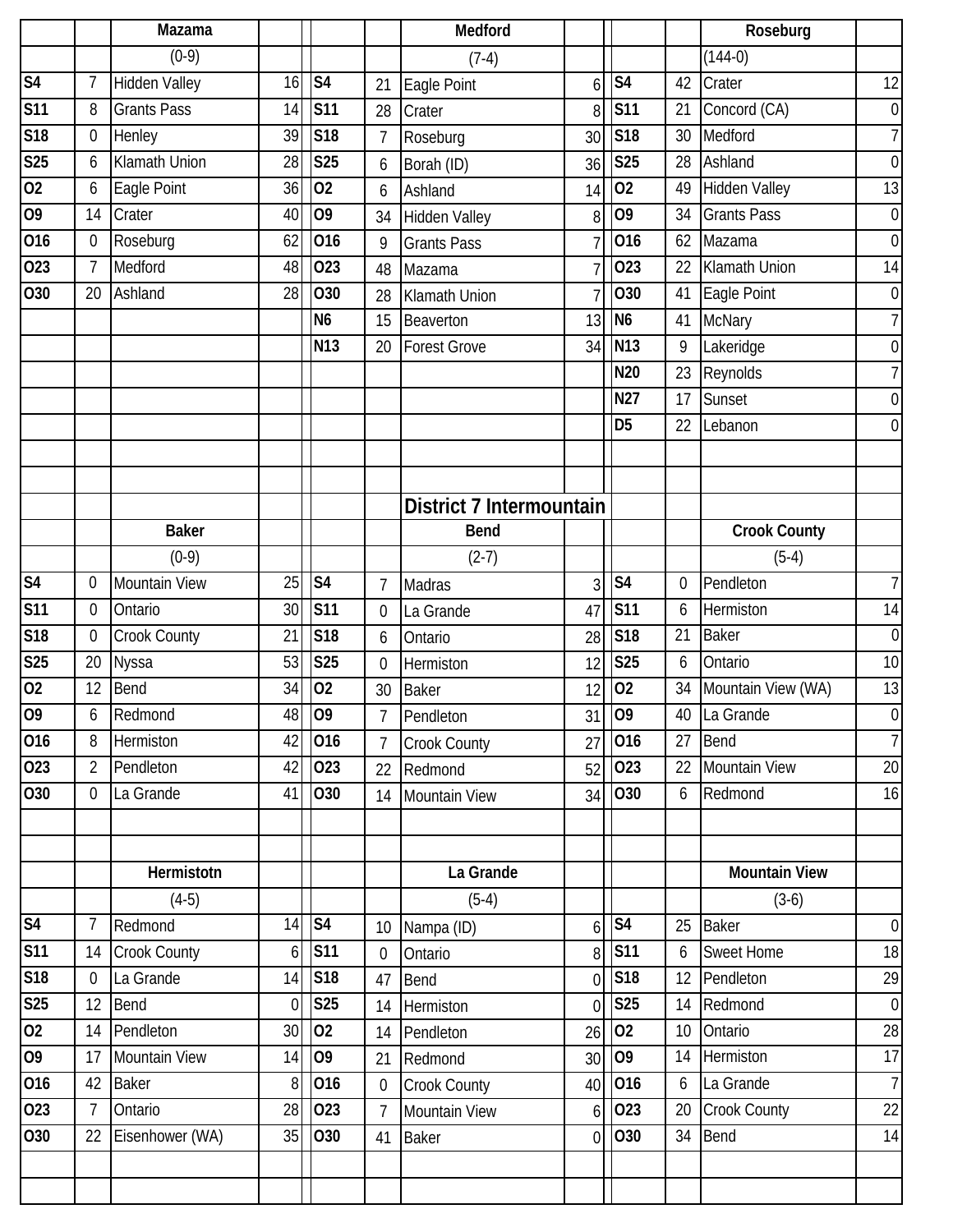### Mazama

(0-9)

| Date | Score | Opponent | Score |
|---|---|---|---|
| S4 | 7 | Hidden Valley | 16 |
| S11 | 8 | Grants Pass | 14 |
| S18 | 0 | Henley | 39 |
| S25 | 6 | Klamath Union | 28 |
| O2 | 6 | Eagle Point | 36 |
| O9 | 14 | Crater | 40 |
| O16 | 0 | Roseburg | 62 |
| O23 | 7 | Medford | 48 |
| O30 | 20 | Ashland | 28 |

### Medford

(7-4)

| Date | Score | Opponent | Score |
|---|---|---|---|
| S4 | 21 | Eagle Point | 6 |
| S11 | 28 | Crater | 8 |
| S18 | 7 | Roseburg | 30 |
| S25 | 6 | Borah (ID) | 36 |
| O2 | 6 | Ashland | 14 |
| O9 | 34 | Hidden Valley | 8 |
| O16 | 9 | Grants Pass | 7 |
| O23 | 48 | Mazama | 7 |
| O30 | 28 | Klamath Union | 7 |
| N6 | 15 | Beaverton | 13 |
| N13 | 20 | Forest Grove | 34 |

### Roseburg

(144-0)

| Date | Score | Opponent | Score |
|---|---|---|---|
| S4 | 42 | Crater | 12 |
| S11 | 21 | Concord (CA) | 0 |
| S18 | 30 | Medford | 7 |
| S25 | 28 | Ashland | 0 |
| O2 | 49 | Hidden Valley | 13 |
| O9 | 34 | Grants Pass | 0 |
| O16 | 62 | Mazama | 0 |
| O23 | 22 | Klamath Union | 14 |
| O30 | 41 | Eagle Point | 0 |
| N6 | 41 | McNary | 7 |
| N13 | 9 | Lakeridge | 0 |
| N20 | 23 | Reynolds | 7 |
| N27 | 17 | Sunset | 0 |
| D5 | 22 | Lebanon | 0 |

## District 7 Intermountain

### Baker

(0-9)

| Date | Score | Opponent | Score |
|---|---|---|---|
| S4 | 0 | Mountain View | 25 |
| S11 | 0 | Ontario | 30 |
| S18 | 0 | Crook County | 21 |
| S25 | 20 | Nyssa | 53 |
| O2 | 12 | Bend | 34 |
| O9 | 6 | Redmond | 48 |
| O16 | 8 | Hermiston | 42 |
| O23 | 2 | Pendleton | 42 |
| O30 | 0 | La Grande | 41 |

### Bend

(2-7)

| Date | Score | Opponent | Score |
|---|---|---|---|
| S4 | 7 | Madras | 3 |
| S11 | 0 | La Grande | 47 |
| S18 | 6 | Ontario | 28 |
| S25 | 0 | Hermiston | 12 |
| O2 | 30 | Baker | 12 |
| O9 | 7 | Pendleton | 31 |
| O16 | 7 | Crook County | 27 |
| O23 | 22 | Redmond | 52 |
| O30 | 14 | Mountain View | 34 |

### Crook County

(5-4)

| Date | Score | Opponent | Score |
|---|---|---|---|
| S4 | 0 | Pendleton | 7 |
| S11 | 6 | Hermiston | 14 |
| S18 | 21 | Baker | 0 |
| S25 | 6 | Ontario | 10 |
| O2 | 34 | Mountain View (WA) | 13 |
| O9 | 40 | La Grande | 0 |
| O16 | 27 | Bend | 7 |
| O23 | 22 | Mountain View | 20 |
| O30 | 6 | Redmond | 16 |

### Hermistotn

(4-5)

| Date | Score | Opponent | Score |
|---|---|---|---|
| S4 | 7 | Redmond | 14 |
| S11 | 14 | Crook County | 6 |
| S18 | 0 | La Grande | 14 |
| S25 | 12 | Bend | 0 |
| O2 | 14 | Pendleton | 30 |
| O9 | 17 | Mountain View | 14 |
| O16 | 42 | Baker | 8 |
| O23 | 7 | Ontario | 28 |
| O30 | 22 | Eisenhower (WA) | 35 |

### La Grande

(5-4)

| Date | Score | Opponent | Score |
|---|---|---|---|
| S4 | 10 | Nampa (ID) | 6 |
| S11 | 0 | Ontario | 8 |
| S18 | 47 | Bend | 0 |
| S25 | 14 | Hermiston | 0 |
| O2 | 14 | Pendleton | 26 |
| O9 | 21 | Redmond | 30 |
| O16 | 0 | Crook County | 40 |
| O23 | 7 | Mountain View | 6 |
| O30 | 41 | Baker | 0 |

### Mountain View

(3-6)

| Date | Score | Opponent | Score |
|---|---|---|---|
| S4 | 25 | Baker | 0 |
| S11 | 6 | Sweet Home | 18 |
| S18 | 12 | Pendleton | 29 |
| S25 | 14 | Redmond | 0 |
| O2 | 10 | Ontario | 28 |
| O9 | 14 | Hermiston | 17 |
| O16 | 6 | La Grande | 7 |
| O23 | 20 | Crook County | 22 |
| O30 | 34 | Bend | 14 |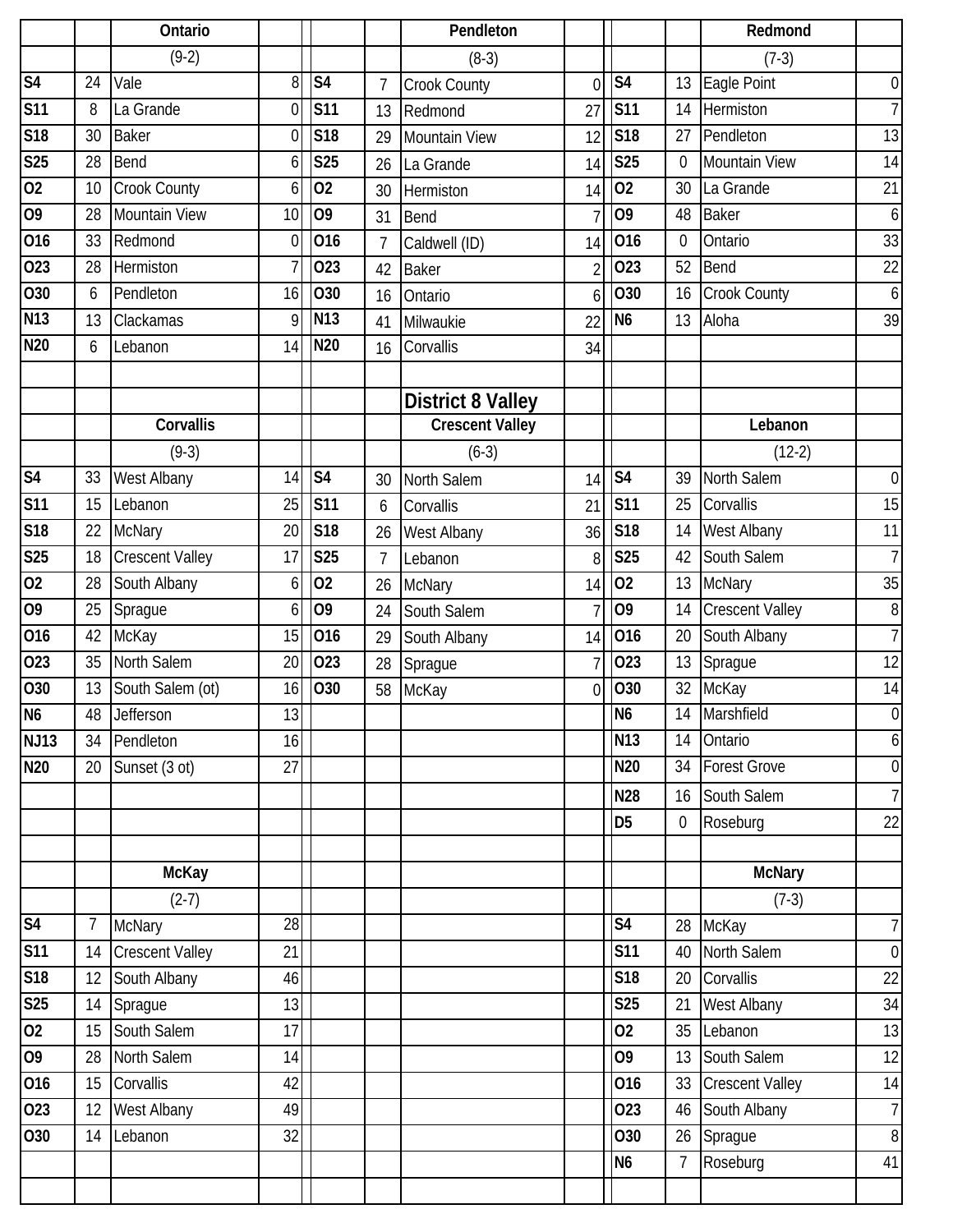### Ontario

(9-2)

| Date | Score | Opponent | Score |
|---|---|---|---|
| S4 | 24 | Vale | 8 |
| S11 | 8 | La Grande | 0 |
| S18 | 30 | Baker | 0 |
| S25 | 28 | Bend | 6 |
| O2 | 10 | Crook County | 6 |
| O9 | 28 | Mountain View | 10 |
| O16 | 33 | Redmond | 0 |
| O23 | 28 | Hermiston | 7 |
| O30 | 6 | Pendleton | 16 |
| N13 | 13 | Clackamas | 9 |
| N20 | 6 | Lebanon | 14 |

### Pendleton

(8-3)

| Date | Score | Opponent | Score |
|---|---|---|---|
| S4 | 7 | Crook County | 0 |
| S11 | 13 | Redmond | 27 |
| S18 | 29 | Mountain View | 12 |
| S25 | 26 | La Grande | 14 |
| O2 | 30 | Hermiston | 14 |
| O9 | 31 | Bend | 7 |
| O16 | 7 | Caldwell (ID) | 14 |
| O23 | 42 | Baker | 2 |
| O30 | 16 | Ontario | 6 |
| N13 | 41 | Milwaukie | 22 |
| N20 | 16 | Corvallis | 34 |

### Redmond

(7-3)

| Date | Score | Opponent | Score |
|---|---|---|---|
| S4 | 13 | Eagle Point | 0 |
| S11 | 14 | Hermiston | 7 |
| S18 | 27 | Pendleton | 13 |
| S25 | 0 | Mountain View | 14 |
| O2 | 30 | La Grande | 21 |
| O9 | 48 | Baker | 6 |
| O16 | 0 | Ontario | 33 |
| O23 | 52 | Bend | 22 |
| O30 | 16 | Crook County | 6 |
| N6 | 13 | Aloha | 39 |

## District 8 Valley

### Corvallis

(9-3)

| Date | Score | Opponent | Score |
|---|---|---|---|
| S4 | 33 | West Albany | 14 |
| S11 | 15 | Lebanon | 25 |
| S18 | 22 | McNary | 20 |
| S25 | 18 | Crescent Valley | 17 |
| O2 | 28 | South Albany | 6 |
| O9 | 25 | Sprague | 6 |
| O16 | 42 | McKay | 15 |
| O23 | 35 | North Salem | 20 |
| O30 | 13 | South Salem (ot) | 16 |
| N6 | 48 | Jefferson | 13 |
| NJ13 | 34 | Pendleton | 16 |
| N20 | 20 | Sunset (3 ot) | 27 |

### Crescent Valley

(6-3)

| Date | Score | Opponent | Score |
|---|---|---|---|
| S4 | 30 | North Salem | 14 |
| S11 | 6 | Corvallis | 21 |
| S18 | 26 | West Albany | 36 |
| S25 | 7 | Lebanon | 8 |
| O2 | 26 | McNary | 14 |
| O9 | 24 | South Salem | 7 |
| O16 | 29 | South Albany | 14 |
| O23 | 28 | Sprague | 7 |
| O30 | 58 | McKay | 0 |

### Lebanon

(12-2)

| Date | Score | Opponent | Score |
|---|---|---|---|
| S4 | 39 | North Salem | 0 |
| S11 | 25 | Corvallis | 15 |
| S18 | 14 | West Albany | 11 |
| S25 | 42 | South Salem | 7 |
| O2 | 13 | McNary | 35 |
| O9 | 14 | Crescent Valley | 8 |
| O16 | 20 | South Albany | 7 |
| O23 | 13 | Sprague | 12 |
| O30 | 32 | McKay | 14 |
| N6 | 14 | Marshfield | 0 |
| N13 | 14 | Ontario | 6 |
| N20 | 34 | Forest Grove | 0 |
| N28 | 16 | South Salem | 7 |
| D5 | 0 | Roseburg | 22 |

### McKay

(2-7)

| Date | Score | Opponent | Score |
|---|---|---|---|
| S4 | 7 | McNary | 28 |
| S11 | 14 | Crescent Valley | 21 |
| S18 | 12 | South Albany | 46 |
| S25 | 14 | Sprague | 13 |
| O2 | 15 | South Salem | 17 |
| O9 | 28 | North Salem | 14 |
| O16 | 15 | Corvallis | 42 |
| O23 | 12 | West Albany | 49 |
| O30 | 14 | Lebanon | 32 |

### McNary

(7-3)

| Date | Score | Opponent | Score |
|---|---|---|---|
| S4 | 28 | McKay | 7 |
| S11 | 40 | North Salem | 0 |
| S18 | 20 | Corvallis | 22 |
| S25 | 21 | West Albany | 34 |
| O2 | 35 | Lebanon | 13 |
| O9 | 13 | South Salem | 12 |
| O16 | 33 | Crescent Valley | 14 |
| O23 | 46 | South Albany | 7 |
| O30 | 26 | Sprague | 8 |
| N6 | 7 | Roseburg | 41 |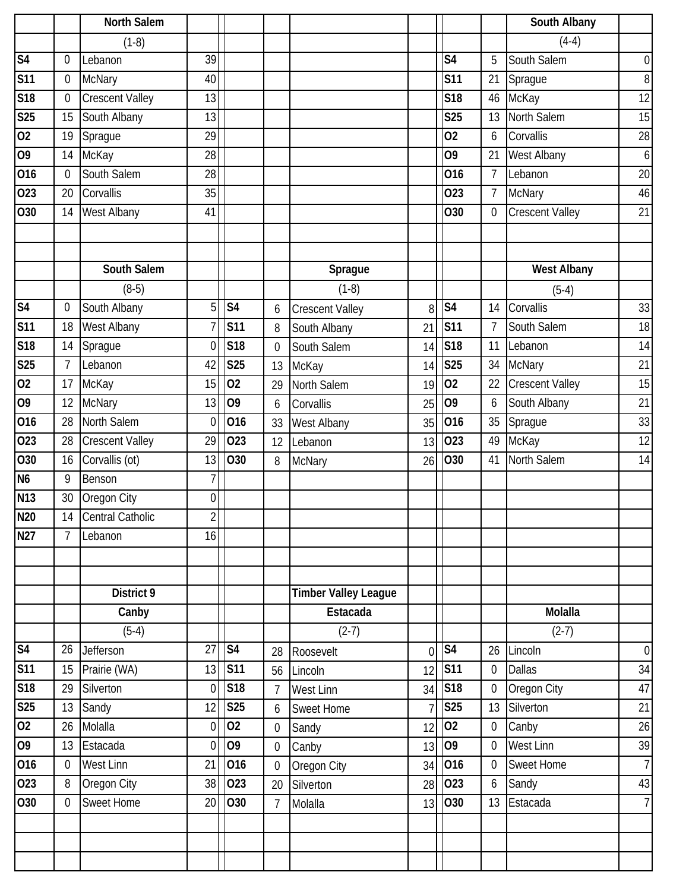### North Salem (1-8)

| Date | Score | Opponent | Opp. Score |
|---|---|---|---|
| S4 | 0 | Lebanon | 39 |
| S11 | 0 | McNary | 40 |
| S18 | 0 | Crescent Valley | 13 |
| S25 | 15 | South Albany | 13 |
| O2 | 19 | Sprague | 29 |
| O9 | 14 | McKay | 28 |
| O16 | 0 | South Salem | 28 |
| O23 | 20 | Corvallis | 35 |
| O30 | 14 | West Albany | 41 |

### South Albany (4-4)

| Date | Score | Opponent | Opp. Score |
|---|---|---|---|
| S4 | 5 | South Salem | 0 |
| S11 | 21 | Sprague | 8 |
| S18 | 46 | McKay | 12 |
| S25 | 13 | North Salem | 15 |
| O2 | 6 | Corvallis | 28 |
| O9 | 21 | West Albany | 6 |
| O16 | 7 | Lebanon | 20 |
| O23 | 7 | McNary | 46 |
| O30 | 0 | Crescent Valley | 21 |

### South Salem (8-5)

| Date | Score | Opponent | Opp. Score |
|---|---|---|---|
| S4 | 0 | South Albany | 5 |
| S11 | 18 | West Albany | 7 |
| S18 | 14 | Sprague | 0 |
| S25 | 7 | Lebanon | 42 |
| O2 | 17 | McKay | 15 |
| O9 | 12 | McNary | 13 |
| O16 | 28 | North Salem | 0 |
| O23 | 28 | Crescent Valley | 29 |
| O30 | 16 | Corvallis (ot) | 13 |
| N6 | 9 | Benson | 7 |
| N13 | 30 | Oregon City | 0 |
| N20 | 14 | Central Catholic | 2 |
| N27 | 7 | Lebanon | 16 |

### Sprague (1-8)

| Date | Score | Opponent | Opp. Score |
|---|---|---|---|
| S4 | 6 | Crescent Valley | 8 |
| S11 | 8 | South Albany | 21 |
| S18 | 0 | South Salem | 14 |
| S25 | 13 | McKay | 14 |
| O2 | 29 | North Salem | 19 |
| O9 | 6 | Corvallis | 25 |
| O16 | 33 | West Albany | 35 |
| O23 | 12 | Lebanon | 13 |
| O30 | 8 | McNary | 26 |

### West Albany (5-4)

| Date | Score | Opponent | Opp. Score |
|---|---|---|---|
| S4 | 14 | Corvallis | 33 |
| S11 | 7 | South Salem | 18 |
| S18 | 11 | Lebanon | 14 |
| S25 | 34 | McNary | 21 |
| O2 | 22 | Crescent Valley | 15 |
| O9 | 6 | South Albany | 21 |
| O16 | 35 | Sprague | 33 |
| O23 | 49 | McKay | 12 |
| O30 | 41 | North Salem | 14 |

## District 9

### Canby (5-4)

| Date | Score | Opponent | Opp. Score |
|---|---|---|---|
| S4 | 26 | Jefferson | 27 |
| S11 | 15 | Prairie (WA) | 13 |
| S18 | 29 | Silverton | 0 |
| S25 | 13 | Sandy | 12 |
| O2 | 26 | Molalla | 0 |
| O9 | 13 | Estacada | 0 |
| O16 | 0 | West Linn | 21 |
| O23 | 8 | Oregon City | 38 |
| O30 | 0 | Sweet Home | 20 |

## Timber Valley League

### Estacada (2-7)

| Date | Score | Opponent | Opp. Score |
|---|---|---|---|
| S4 | 28 | Roosevelt | 0 |
| S11 | 56 | Lincoln | 12 |
| S18 | 7 | West Linn | 34 |
| S25 | 6 | Sweet Home | 7 |
| O2 | 0 | Sandy | 12 |
| O9 | 0 | Canby | 13 |
| O16 | 0 | Oregon City | 34 |
| O23 | 20 | Silverton | 28 |
| O30 | 7 | Molalla | 13 |

### Molalla (2-7)

| Date | Score | Opponent | Opp. Score |
|---|---|---|---|
| S4 | 26 | Lincoln | 0 |
| S11 | 0 | Dallas | 34 |
| S18 | 0 | Oregon City | 47 |
| S25 | 13 | Silverton | 21 |
| O2 | 0 | Canby | 26 |
| O9 | 0 | West Linn | 39 |
| O16 | 0 | Sweet Home | 7 |
| O23 | 6 | Sandy | 43 |
| O30 | 13 | Estacada | 7 |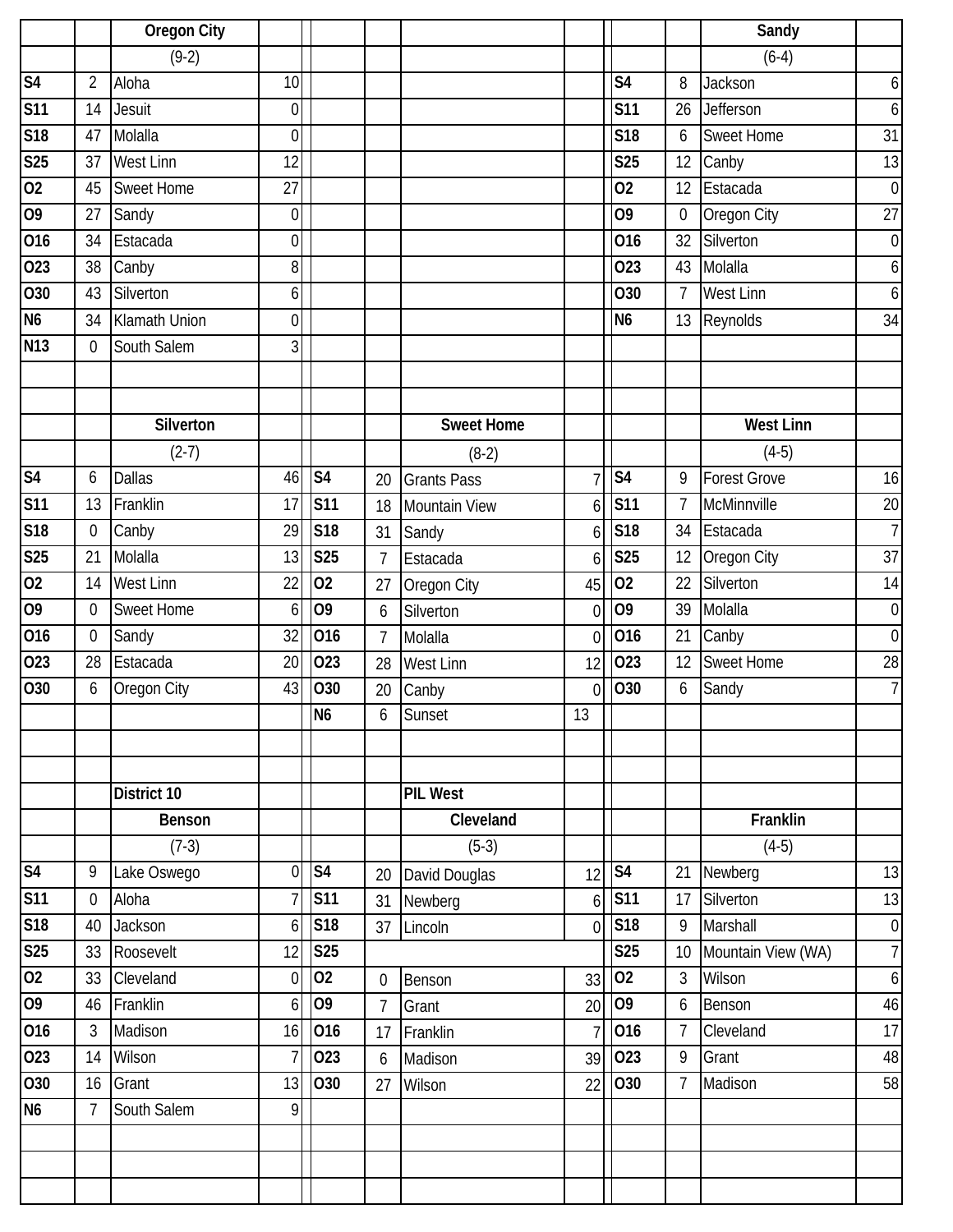### Oregon City

(9-2)

| Date | OC | Opponent | Opp |
|---|---|---|---|
| S4 | 2 | Aloha | 10 |
| S11 | 14 | Jesuit | 0 |
| S18 | 47 | Molalla | 0 |
| S25 | 37 | West Linn | 12 |
| O2 | 45 | Sweet Home | 27 |
| O9 | 27 | Sandy | 0 |
| O16 | 34 | Estacada | 0 |
| O23 | 38 | Canby | 8 |
| O30 | 43 | Silverton | 6 |
| N6 | 34 | Klamath Union | 0 |
| N13 | 0 | South Salem | 3 |

### Sandy

(6-4)

| Date | Sandy | Opponent | Opp |
|---|---|---|---|
| S4 | 8 | Jackson | 6 |
| S11 | 26 | Jefferson | 6 |
| S18 | 6 | Sweet Home | 31 |
| S25 | 12 | Canby | 13 |
| O2 | 12 | Estacada | 0 |
| O9 | 0 | Oregon City | 27 |
| O16 | 32 | Silverton | 0 |
| O23 | 43 | Molalla | 6 |
| O30 | 7 | West Linn | 6 |
| N6 | 13 | Reynolds | 34 |

### Silverton

(2-7)

| Date | Silverton | Opponent | Opp |
|---|---|---|---|
| S4 | 6 | Dallas | 46 |
| S11 | 13 | Franklin | 17 |
| S18 | 0 | Canby | 29 |
| S25 | 21 | Molalla | 13 |
| O2 | 14 | West Linn | 22 |
| O9 | 0 | Sweet Home | 6 |
| O16 | 0 | Sandy | 32 |
| O23 | 28 | Estacada | 20 |
| O30 | 6 | Oregon City | 43 |

### Sweet Home

(8-2)

| Date | SH | Opponent | Opp |
|---|---|---|---|
| S4 | 20 | Grants Pass | 7 |
| S11 | 18 | Mountain View | 6 |
| S18 | 31 | Sandy | 6 |
| S25 | 7 | Estacada | 6 |
| O2 | 27 | Oregon City | 45 |
| O9 | 6 | Silverton | 0 |
| O16 | 7 | Molalla | 0 |
| O23 | 28 | West Linn | 12 |
| O30 | 20 | Canby | 0 |
| N6 | 6 | Sunset | 13 |

### West Linn

(4-5)

| Date | WL | Opponent | Opp |
|---|---|---|---|
| S4 | 9 | Forest Grove | 16 |
| S11 | 7 | McMinnville | 20 |
| S18 | 34 | Estacada | 7 |
| S25 | 12 | Oregon City | 37 |
| O2 | 22 | Silverton | 14 |
| O9 | 39 | Molalla | 0 |
| O16 | 21 | Canby | 0 |
| O23 | 12 | Sweet Home | 28 |
| O30 | 6 | Sandy | 7 |

## District 10

### Benson

(7-3)

| Date | Benson | Opponent | Opp |
|---|---|---|---|
| S4 | 9 | Lake Oswego | 0 |
| S11 | 0 | Aloha | 7 |
| S18 | 40 | Jackson | 6 |
| S25 | 33 | Roosevelt | 12 |
| O2 | 33 | Cleveland | 0 |
| O9 | 46 | Franklin | 6 |
| O16 | 3 | Madison | 16 |
| O23 | 14 | Wilson | 7 |
| O30 | 16 | Grant | 13 |
| N6 | 7 | South Salem | 9 |

## PIL West

### Cleveland

(5-3)

| Date | Cleveland | Opponent | Opp |
|---|---|---|---|
| S4 | 20 | David Douglas | 12 |
| S11 | 31 | Newberg | 6 |
| S18 | 37 | Lincoln | 0 |
| S25 | | | |
| O2 | 0 | Benson | 33 |
| O9 | 7 | Grant | 20 |
| O16 | 17 | Franklin | 7 |
| O23 | 6 | Madison | 39 |
| O30 | 27 | Wilson | 22 |

### Franklin

(4-5)

| Date | Franklin | Opponent | Opp |
|---|---|---|---|
| S4 | 21 | Newberg | 13 |
| S11 | 17 | Silverton | 13 |
| S18 | 9 | Marshall | 0 |
| S25 | 10 | Mountain View (WA) | 7 |
| O2 | 3 | Wilson | 6 |
| O9 | 6 | Benson | 46 |
| O16 | 7 | Cleveland | 17 |
| O23 | 9 | Grant | 48 |
| O30 | 7 | Madison | 58 |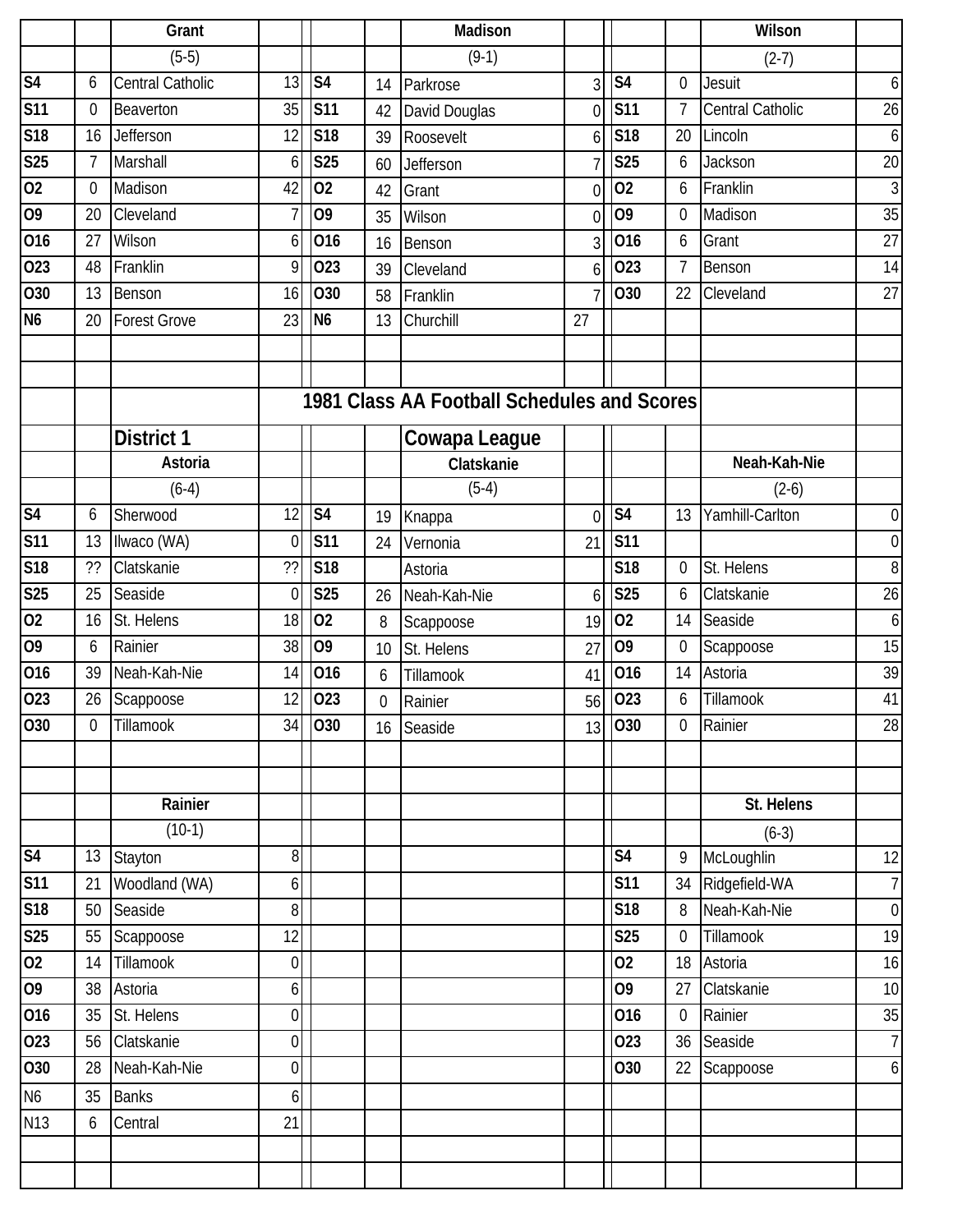| Date | | Grant | | Date | | Madison | | Date | | Wilson | |
|---|---|---|---|---|---|---|---|---|---|---|---|
| | | (5-5) | | | | (9-1) | | | | (2-7) | |
| S4 | 6 | Central Catholic | 13 | S4 | 14 | Parkrose | 3 | S4 | 0 | Jesuit | 6 |
| S11 | 0 | Beaverton | 35 | S11 | 42 | David Douglas | 0 | S11 | 7 | Central Catholic | 26 |
| S18 | 16 | Jefferson | 12 | S18 | 39 | Roosevelt | 6 | S18 | 20 | Lincoln | 6 |
| S25 | 7 | Marshall | 6 | S25 | 60 | Jefferson | 7 | S25 | 6 | Jackson | 20 |
| O2 | 0 | Madison | 42 | O2 | 42 | Grant | 0 | O2 | 6 | Franklin | 3 |
| O9 | 20 | Cleveland | 7 | O9 | 35 | Wilson | 0 | O9 | 0 | Madison | 35 |
| O16 | 27 | Wilson | 6 | O16 | 16 | Benson | 3 | O16 | 6 | Grant | 27 |
| O23 | 48 | Franklin | 9 | O23 | 39 | Cleveland | 6 | O23 | 7 | Benson | 14 |
| O30 | 13 | Benson | 16 | O30 | 58 | Franklin | 7 | O30 | 22 | Cleveland | 27 |
| N6 | 20 | Forest Grove | 23 | N6 | 13 | Churchill | 27 | | | | |

## 1981 Class AA Football Schedules and Scores

### District 1 — Cowapa League

| Date | | Astoria | | Date | | Clatskanie | | Date | | Neah-Kah-Nie | |
|---|---|---|---|---|---|---|---|---|---|---|---|
| | | (6-4) | | | | (5-4) | | | | (2-6) | |
| S4 | 6 | Sherwood | 12 | S4 | 19 | Knappa | 0 | S4 | 13 | Yamhill-Carlton | 0 |
| S11 | 13 | Ilwaco (WA) | 0 | S11 | 24 | Vernonia | 21 | S11 | | | 0 |
| S18 | ?? | Clatskanie | ?? | S18 | | Astoria | | S18 | 0 | St. Helens | 8 |
| S25 | 25 | Seaside | 0 | S25 | 26 | Neah-Kah-Nie | 6 | S25 | 6 | Clatskanie | 26 |
| O2 | 16 | St. Helens | 18 | O2 | 8 | Scappoose | 19 | O2 | 14 | Seaside | 6 |
| O9 | 6 | Rainier | 38 | O9 | 10 | St. Helens | 27 | O9 | 0 | Scappoose | 15 |
| O16 | 39 | Neah-Kah-Nie | 14 | O16 | 6 | Tillamook | 41 | O16 | 14 | Astoria | 39 |
| O23 | 26 | Scappoose | 12 | O23 | 0 | Rainier | 56 | O23 | 6 | Tillamook | 41 |
| O30 | 0 | Tillamook | 34 | O30 | 16 | Seaside | 13 | O30 | 0 | Rainier | 28 |

| Date | | Rainier | | Date | | St. Helens | |
|---|---|---|---|---|---|---|---|
| | | (10-1) | | | | (6-3) | |
| S4 | 13 | Stayton | 8 | S4 | 9 | McLoughlin | 12 |
| S11 | 21 | Woodland (WA) | 6 | S11 | 34 | Ridgefield-WA | 7 |
| S18 | 50 | Seaside | 8 | S18 | 8 | Neah-Kah-Nie | 0 |
| S25 | 55 | Scappoose | 12 | S25 | 0 | Tillamook | 19 |
| O2 | 14 | Tillamook | 0 | O2 | 18 | Astoria | 16 |
| O9 | 38 | Astoria | 6 | O9 | 27 | Clatskanie | 10 |
| O16 | 35 | St. Helens | 0 | O16 | 0 | Rainier | 35 |
| O23 | 56 | Clatskanie | 0 | O23 | 36 | Seaside | 7 |
| O30 | 28 | Neah-Kah-Nie | 0 | O30 | 22 | Scappoose | 6 |
| N6 | 35 | Banks | 6 | | | | |
| N13 | 6 | Central | 21 | | | | |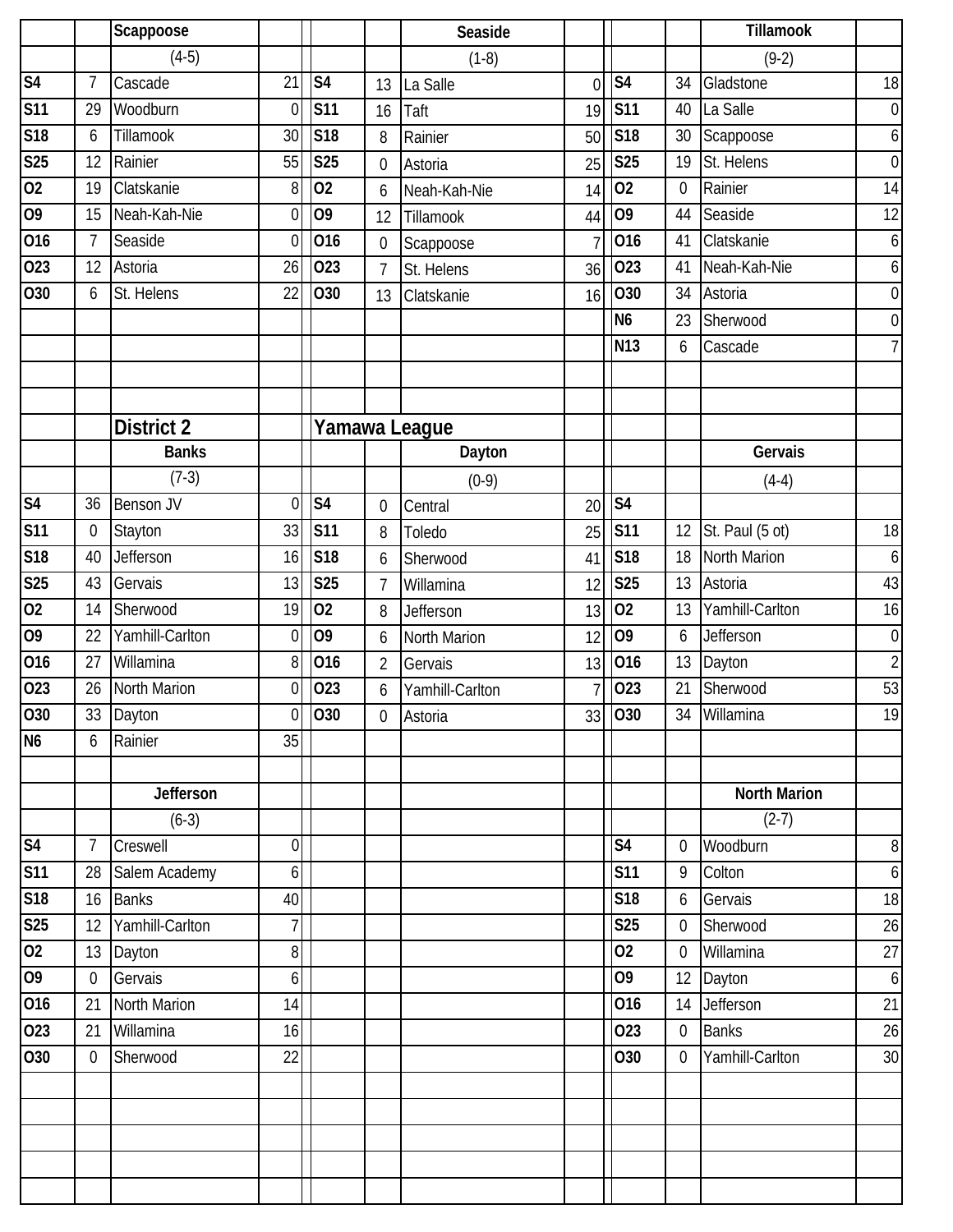| | | Scappoose | | | | Seaside | | | | Tillamook | |
|---|---|---|---|---|---|---|---|---|---|---|---|
| | | (4-5) | | | | (1-8) | | | | (9-2) | |
| S4 | 7 | Cascade | 21 | S4 | 13 | La Salle | 0 | S4 | 34 | Gladstone | 18 |
| S11 | 29 | Woodburn | 0 | S11 | 16 | Taft | 19 | S11 | 40 | La Salle | 0 |
| S18 | 6 | Tillamook | 30 | S18 | 8 | Rainier | 50 | S18 | 30 | Scappoose | 6 |
| S25 | 12 | Rainier | 55 | S25 | 0 | Astoria | 25 | S25 | 19 | St. Helens | 0 |
| O2 | 19 | Clatskanie | 8 | O2 | 6 | Neah-Kah-Nie | 14 | O2 | 0 | Rainier | 14 |
| O9 | 15 | Neah-Kah-Nie | 0 | O9 | 12 | Tillamook | 44 | O9 | 44 | Seaside | 12 |
| O16 | 7 | Seaside | 0 | O16 | 0 | Scappoose | 7 | O16 | 41 | Clatskanie | 6 |
| O23 | 12 | Astoria | 26 | O23 | 7 | St. Helens | 36 | O23 | 41 | Neah-Kah-Nie | 6 |
| O30 | 6 | St. Helens | 22 | O30 | 13 | Clatskanie | 16 | O30 | 34 | Astoria | 0 |
| | | | | | | | | N6 | 23 | Sherwood | 0 |
| | | | | | | | | N13 | 6 | Cascade | 7 |

## District 2 Yamawa League

| | | Banks | | | | Dayton | | | | Gervais | |
|---|---|---|---|---|---|---|---|---|---|---|---|
| | | (7-3) | | | | (0-9) | | | | (4-4) | |
| S4 | 36 | Benson JV | 0 | S4 | 0 | Central | 20 | S4 | | | |
| S11 | 0 | Stayton | 33 | S11 | 8 | Toledo | 25 | S11 | 12 | St. Paul (5 ot) | 18 |
| S18 | 40 | Jefferson | 16 | S18 | 6 | Sherwood | 41 | S18 | 18 | North Marion | 6 |
| S25 | 43 | Gervais | 13 | S25 | 7 | Willamina | 12 | S25 | 13 | Astoria | 43 |
| O2 | 14 | Sherwood | 19 | O2 | 8 | Jefferson | 13 | O2 | 13 | Yamhill-Carlton | 16 |
| O9 | 22 | Yamhill-Carlton | 0 | O9 | 6 | North Marion | 12 | O9 | 6 | Jefferson | 0 |
| O16 | 27 | Willamina | 8 | O16 | 2 | Gervais | 13 | O16 | 13 | Dayton | 2 |
| O23 | 26 | North Marion | 0 | O23 | 6 | Yamhill-Carlton | 7 | O23 | 21 | Sherwood | 53 |
| O30 | 33 | Dayton | 0 | O30 | 0 | Astoria | 33 | O30 | 34 | Willamina | 19 |
| N6 | 6 | Rainier | 35 | | | | | | | | |

| | | Jefferson | | | | North Marion | |
|---|---|---|---|---|---|---|---|
| | | (6-3) | | | | (2-7) | |
| S4 | 7 | Creswell | 0 | S4 | 0 | Woodburn | 8 |
| S11 | 28 | Salem Academy | 6 | S11 | 9 | Colton | 6 |
| S18 | 16 | Banks | 40 | S18 | 6 | Gervais | 18 |
| S25 | 12 | Yamhill-Carlton | 7 | S25 | 0 | Sherwood | 26 |
| O2 | 13 | Dayton | 8 | O2 | 0 | Willamina | 27 |
| O9 | 0 | Gervais | 6 | O9 | 12 | Dayton | 6 |
| O16 | 21 | North Marion | 14 | O16 | 14 | Jefferson | 21 |
| O23 | 21 | Willamina | 16 | O23 | 0 | Banks | 26 |
| O30 | 0 | Sherwood | 22 | O30 | 0 | Yamhill-Carlton | 30 |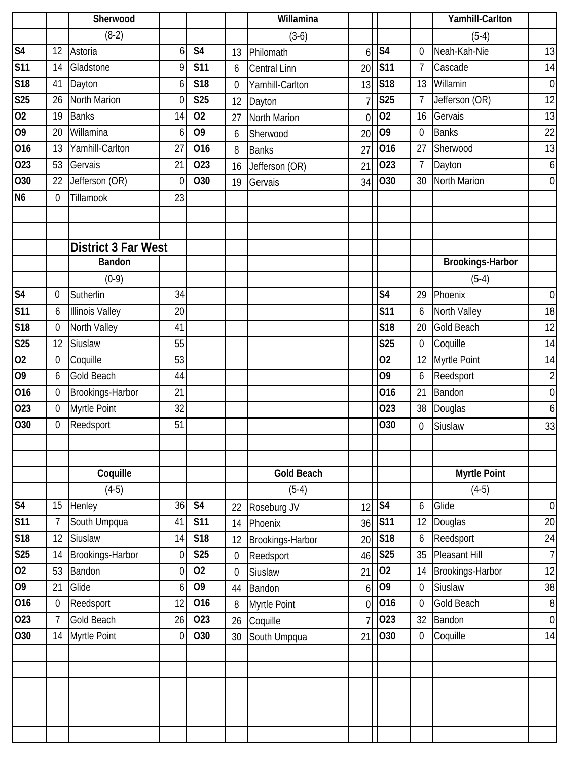### Sherwood

(8-2)

| Date | Score | Opponent | Opp |
|---|---|---|---|
| S4 | 12 | Astoria | 6 |
| S11 | 14 | Gladstone | 9 |
| S18 | 41 | Dayton | 6 |
| S25 | 26 | North Marion | 0 |
| O2 | 19 | Banks | 14 |
| O9 | 20 | Willamina | 6 |
| O16 | 13 | Yamhill-Carlton | 27 |
| O23 | 53 | Gervais | 21 |
| O30 | 22 | Jefferson (OR) | 0 |
| N6 | 0 | Tillamook | 23 |

### Willamina

(3-6)

| Date | Score | Opponent | Opp |
|---|---|---|---|
| S4 | 13 | Philomath | 6 |
| S11 | 6 | Central Linn | 20 |
| S18 | 0 | Yamhill-Carlton | 13 |
| S25 | 12 | Dayton | 7 |
| O2 | 27 | North Marion | 0 |
| O9 | 6 | Sherwood | 20 |
| O16 | 8 | Banks | 27 |
| O23 | 16 | Jefferson (OR) | 21 |
| O30 | 19 | Gervais | 34 |

### Yamhill-Carlton

(5-4)

| Date | Score | Opponent | Opp |
|---|---|---|---|
| S4 | 0 | Neah-Kah-Nie | 13 |
| S11 | 7 | Cascade | 14 |
| S18 | 13 | Willamin | 0 |
| S25 | 7 | Jefferson (OR) | 12 |
| O2 | 16 | Gervais | 13 |
| O9 | 0 | Banks | 22 |
| O16 | 27 | Sherwood | 13 |
| O23 | 7 | Dayton | 6 |
| O30 | 30 | North Marion | 0 |

## District 3 Far West

### Bandon

(0-9)

| Date | Score | Opponent | Opp |
|---|---|---|---|
| S4 | 0 | Sutherlin | 34 |
| S11 | 6 | Illinois Valley | 20 |
| S18 | 0 | North Valley | 41 |
| S25 | 12 | Siuslaw | 55 |
| O2 | 0 | Coquille | 53 |
| O9 | 6 | Gold Beach | 44 |
| O16 | 0 | Brookings-Harbor | 21 |
| O23 | 0 | Myrtle Point | 32 |
| O30 | 0 | Reedsport | 51 |

### Brookings-Harbor

(5-4)

| Date | Score | Opponent | Opp |
|---|---|---|---|
| S4 | 29 | Phoenix | 0 |
| S11 | 6 | North Valley | 18 |
| S18 | 20 | Gold Beach | 12 |
| S25 | 0 | Coquille | 14 |
| O2 | 12 | Myrtle Point | 14 |
| O9 | 6 | Reedsport | 2 |
| O16 | 21 | Bandon | 0 |
| O23 | 38 | Douglas | 6 |
| O30 | 0 | Siuslaw | 33 |

### Coquille

(4-5)

| Date | Score | Opponent | Opp |
|---|---|---|---|
| S4 | 15 | Henley | 36 |
| S11 | 7 | South Umpqua | 41 |
| S18 | 12 | Siuslaw | 14 |
| S25 | 14 | Brookings-Harbor | 0 |
| O2 | 53 | Bandon | 0 |
| O9 | 21 | Glide | 6 |
| O16 | 0 | Reedsport | 12 |
| O23 | 7 | Gold Beach | 26 |
| O30 | 14 | Myrtle Point | 0 |

### Gold Beach

(5-4)

| Date | Score | Opponent | Opp |
|---|---|---|---|
| S4 | 22 | Roseburg JV | 12 |
| S11 | 14 | Phoenix | 36 |
| S18 | 12 | Brookings-Harbor | 20 |
| S25 | 0 | Reedsport | 46 |
| O2 | 0 | Siuslaw | 21 |
| O9 | 44 | Bandon | 6 |
| O16 | 8 | Myrtle Point | 0 |
| O23 | 26 | Coquille | 7 |
| O30 | 30 | South Umpqua | 21 |

### Myrtle Point

(4-5)

| Date | Score | Opponent | Opp |
|---|---|---|---|
| S4 | 6 | Glide | 0 |
| S11 | 12 | Douglas | 20 |
| S18 | 6 | Reedsport | 24 |
| S25 | 35 | Pleasant Hill | 7 |
| O2 | 14 | Brookings-Harbor | 12 |
| O9 | 0 | Siuslaw | 38 |
| O16 | 0 | Gold Beach | 8 |
| O23 | 32 | Bandon | 0 |
| O30 | 0 | Coquille | 14 |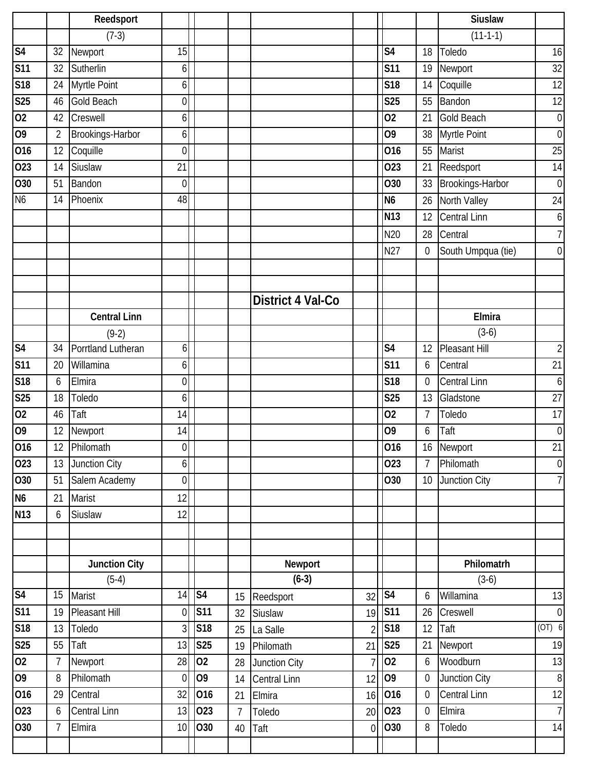## District 4 Val-Co

### Reedsport (7-3)

| Date | Score | Opponent | Opp |
|---|---|---|---|
| S4 | 32 | Newport | 15 |
| S11 | 32 | Sutherlin | 6 |
| S18 | 24 | Myrtle Point | 6 |
| S25 | 46 | Gold Beach | 0 |
| O2 | 42 | Creswell | 6 |
| O9 | 2 | Brookings-Harbor | 6 |
| O16 | 12 | Coquille | 0 |
| O23 | 14 | Siuslaw | 21 |
| O30 | 51 | Bandon | 0 |
| N6 | 14 | Phoenix | 48 |

### Siuslaw (11-1-1)

| Date | Score | Opponent | Opp |
|---|---|---|---|
| S4 | 18 | Toledo | 16 |
| S11 | 19 | Newport | 32 |
| S18 | 14 | Coquille | 12 |
| S25 | 55 | Bandon | 12 |
| O2 | 21 | Gold Beach | 0 |
| O9 | 38 | Myrtle Point | 0 |
| O16 | 55 | Marist | 25 |
| O23 | 21 | Reedsport | 14 |
| O30 | 33 | Brookings-Harbor | 0 |
| N6 | 26 | North Valley | 24 |
| N13 | 12 | Central Linn | 6 |
| N20 | 28 | Central | 7 |
| N27 | 0 | South Umpqua (tie) | 0 |

### Central Linn (9-2)

| Date | Score | Opponent | Opp |
|---|---|---|---|
| S4 | 34 | Porrtland Lutheran | 6 |
| S11 | 20 | Willamina | 6 |
| S18 | 6 | Elmira | 0 |
| S25 | 18 | Toledo | 6 |
| O2 | 46 | Taft | 14 |
| O9 | 12 | Newport | 14 |
| O16 | 12 | Philomath | 0 |
| O23 | 13 | Junction City | 6 |
| O30 | 51 | Salem Academy | 0 |
| N6 | 21 | Marist | 12 |
| N13 | 6 | Siuslaw | 12 |

### Elmira (3-6)

| Date | Score | Opponent | Opp |
|---|---|---|---|
| S4 | 12 | Pleasant Hill | 2 |
| S11 | 6 | Central | 21 |
| S18 | 0 | Central Linn | 6 |
| S25 | 13 | Gladstone | 27 |
| O2 | 7 | Toledo | 17 |
| O9 | 6 | Taft | 0 |
| O16 | 16 | Newport | 21 |
| O23 | 7 | Philomath | 0 |
| O30 | 10 | Junction City | 7 |

### Junction City (5-4)

| Date | Score | Opponent | Opp |
|---|---|---|---|
| S4 | 15 | Marist | 14 |
| S11 | 19 | Pleasant Hill | 0 |
| S18 | 13 | Toledo | 3 |
| S25 | 55 | Taft | 13 |
| O2 | 7 | Newport | 28 |
| O9 | 8 | Philomath | 0 |
| O16 | 29 | Central | 32 |
| O23 | 6 | Central Linn | 13 |
| O30 | 7 | Elmira | 10 |

### Newport (6-3)

| Date | Score | Opponent | Opp |
|---|---|---|---|
| S4 | 15 | Reedsport | 32 |
| S11 | 32 | Siuslaw | 19 |
| S18 | 25 | La Salle | 2 |
| S25 | 19 | Philomath | 21 |
| O2 | 28 | Junction City | 7 |
| O9 | 14 | Central Linn | 12 |
| O16 | 21 | Elmira | 16 |
| O23 | 7 | Toledo | 20 |
| O30 | 40 | Taft | 0 |

### Philomatrh (3-6)

| Date | Score | Opponent | Opp |
|---|---|---|---|
| S4 | 6 | Willamina | 13 |
| S11 | 26 | Creswell | 0 |
| S18 | 12 | Taft | (OT) 6 |
| S25 | 21 | Newport | 19 |
| O2 | 6 | Woodburn | 13 |
| O9 | 0 | Junction City | 8 |
| O16 | 0 | Central Linn | 12 |
| O23 | 0 | Elmira | 7 |
| O30 | 8 | Toledo | 14 |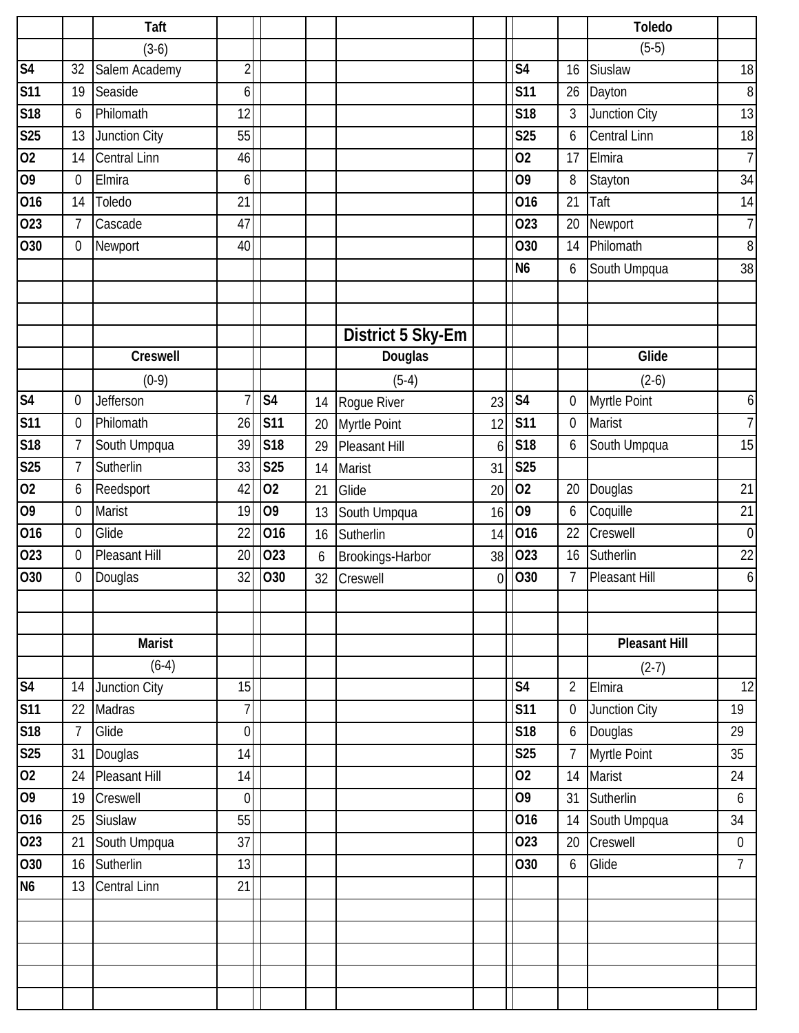## District 5 Sky-Em

### Taft

(3-6)

| Date | Score | Opponent | Opp |
|---|---|---|---|
| S4 | 32 | Salem Academy | 2 |
| S11 | 19 | Seaside | 6 |
| S18 | 6 | Philomath | 12 |
| S25 | 13 | Junction City | 55 |
| O2 | 14 | Central Linn | 46 |
| O9 | 0 | Elmira | 6 |
| O16 | 14 | Toledo | 21 |
| O23 | 7 | Cascade | 47 |
| O30 | 0 | Newport | 40 |

### Toledo

(5-5)

| Date | Score | Opponent | Opp |
|---|---|---|---|
| S4 | 16 | Siuslaw | 18 |
| S11 | 26 | Dayton | 8 |
| S18 | 3 | Junction City | 13 |
| S25 | 6 | Central Linn | 18 |
| O2 | 17 | Elmira | 7 |
| O9 | 8 | Stayton | 34 |
| O16 | 21 | Taft | 14 |
| O23 | 20 | Newport | 7 |
| O30 | 14 | Philomath | 8 |
| N6 | 6 | South Umpqua | 38 |

### Creswell

(0-9)

| Date | Score | Opponent | Opp |
|---|---|---|---|
| S4 | 0 | Jefferson | 7 |
| S11 | 0 | Philomath | 26 |
| S18 | 7 | South Umpqua | 39 |
| S25 | 7 | Sutherlin | 33 |
| O2 | 6 | Reedsport | 42 |
| O9 | 0 | Marist | 19 |
| O16 | 0 | Glide | 22 |
| O23 | 0 | Pleasant Hill | 20 |
| O30 | 0 | Douglas | 32 |

### Douglas

(5-4)

| Date | Score | Opponent | Opp |
|---|---|---|---|
| S4 | 14 | Rogue River | 23 |
| S11 | 20 | Myrtle Point | 12 |
| S18 | 29 | Pleasant Hill | 6 |
| S25 | 14 | Marist | 31 |
| O2 | 21 | Glide | 20 |
| O9 | 13 | South Umpqua | 16 |
| O16 | 16 | Sutherlin | 14 |
| O23 | 6 | Brookings-Harbor | 38 |
| O30 | 32 | Creswell | 0 |

### Glide

(2-6)

| Date | Score | Opponent | Opp |
|---|---|---|---|
| S4 | 0 | Myrtle Point | 6 |
| S11 | 0 | Marist | 7 |
| S18 | 6 | South Umpqua | 15 |
| S25 | | | |
| O2 | 20 | Douglas | 21 |
| O9 | 6 | Coquille | 21 |
| O16 | 22 | Creswell | 0 |
| O23 | 16 | Sutherlin | 22 |
| O30 | 7 | Pleasant Hill | 6 |

### Marist

(6-4)

| Date | Score | Opponent | Opp |
|---|---|---|---|
| S4 | 14 | Junction City | 15 |
| S11 | 22 | Madras | 7 |
| S18 | 7 | Glide | 0 |
| S25 | 31 | Douglas | 14 |
| O2 | 24 | Pleasant Hill | 14 |
| O9 | 19 | Creswell | 0 |
| O16 | 25 | Siuslaw | 55 |
| O23 | 21 | South Umpqua | 37 |
| O30 | 16 | Sutherlin | 13 |
| N6 | 13 | Central Linn | 21 |

### Pleasant Hill

(2-7)

| Date | Score | Opponent | Opp |
|---|---|---|---|
| S4 | 2 | Elmira | 12 |
| S11 | 0 | Junction City | 19 |
| S18 | 6 | Douglas | 29 |
| S25 | 7 | Myrtle Point | 35 |
| O2 | 14 | Marist | 24 |
| O9 | 31 | Sutherlin | 6 |
| O16 | 14 | South Umpqua | 34 |
| O23 | 20 | Creswell | 0 |
| O30 | 6 | Glide | 7 |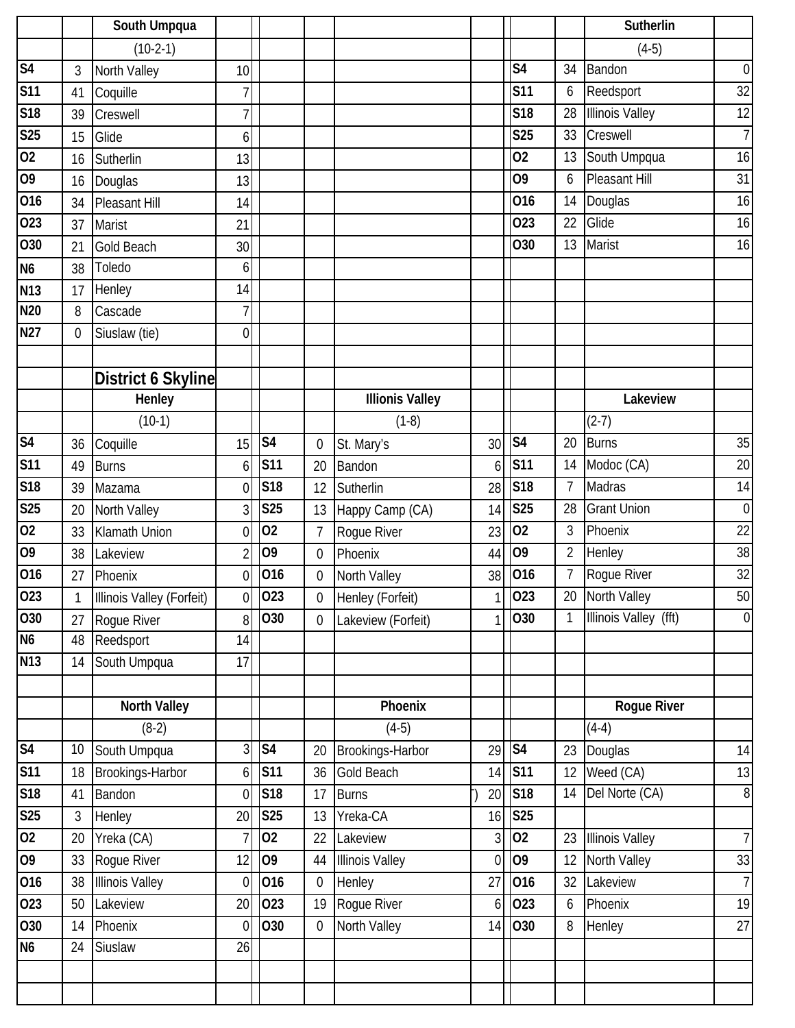| | | South Umpqua | | | | | | | | Sutherlin | |
|---|---|---|---|---|---|---|---|---|---|---|---|
| | | (10-2-1) | | | | | | | | (4-5) | |
| S4 | 3 | North Valley | 10 | | | | | S4 | 34 | Bandon | 0 |
| S11 | 41 | Coquille | 7 | | | | | S11 | 6 | Reedsport | 32 |
| S18 | 39 | Creswell | 7 | | | | | S18 | 28 | Illinois Valley | 12 |
| S25 | 15 | Glide | 6 | | | | | S25 | 33 | Creswell | 7 |
| O2 | 16 | Sutherlin | 13 | | | | | O2 | 13 | South Umpqua | 16 |
| O9 | 16 | Douglas | 13 | | | | | O9 | 6 | Pleasant Hill | 31 |
| O16 | 34 | Pleasant Hill | 14 | | | | | O16 | 14 | Douglas | 16 |
| O23 | 37 | Marist | 21 | | | | | O23 | 22 | Glide | 16 |
| O30 | 21 | Gold Beach | 30 | | | | | O30 | 13 | Marist | 16 |
| N6 | 38 | Toledo | 6 | | | | | | | | |
| N13 | 17 | Henley | 14 | | | | | | | | |
| N20 | 8 | Cascade | 7 | | | | | | | | |
| N27 | 0 | Siuslaw (tie) | 0 | | | | | | | | |

## District 6 Skyline

| | | Henley | | | | Illionis Valley | | | | Lakeview | |
|---|---|---|---|---|---|---|---|---|---|---|---|
| | | (10-1) | | | | (1-8) | | | | (2-7) | |
| S4 | 36 | Coquille | 15 | S4 | 0 | St. Mary's | 30 | S4 | 20 | Burns | 35 |
| S11 | 49 | Burns | 6 | S11 | 20 | Bandon | 6 | S11 | 14 | Modoc (CA) | 20 |
| S18 | 39 | Mazama | 0 | S18 | 12 | Sutherlin | 28 | S18 | 7 | Madras | 14 |
| S25 | 20 | North Valley | 3 | S25 | 13 | Happy Camp (CA) | 14 | S25 | 28 | Grant Union | 0 |
| O2 | 33 | Klamath Union | 0 | O2 | 7 | Rogue River | 23 | O2 | 3 | Phoenix | 22 |
| O9 | 38 | Lakeview | 2 | O9 | 0 | Phoenix | 44 | O9 | 2 | Henley | 38 |
| O16 | 27 | Phoenix | 0 | O16 | 0 | North Valley | 38 | O16 | 7 | Rogue River | 32 |
| O23 | 1 | Illinois Valley (Forfeit) | 0 | O23 | 0 | Henley (Forfeit) | 1 | O23 | 20 | North Valley | 50 |
| O30 | 27 | Rogue River | 8 | O30 | 0 | Lakeview (Forfeit) | 1 | O30 | 1 | Illinois Valley (fft) | 0 |
| N6 | 48 | Reedsport | 14 | | | | | | | | |
| N13 | 14 | South Umpqua | 17 | | | | | | | | |

| | | North Valley | | | | Phoenix | | | | Rogue River | |
|---|---|---|---|---|---|---|---|---|---|---|---|
| | | (8-2) | | | | (4-5) | | | | (4-4) | |
| S4 | 10 | South Umpqua | 3 | S4 | 20 | Brookings-Harbor | 29 | S4 | 23 | Douglas | 14 |
| S11 | 18 | Brookings-Harbor | 6 | S11 | 36 | Gold Beach | 14 | S11 | 12 | Weed (CA) | 13 |
| S18 | 41 | Bandon | 0 | S18 | 17 | Burns | 20 | S18 | 14 | Del Norte (CA) | 8 |
| S25 | 3 | Henley | 20 | S25 | 13 | Yreka-CA | 16 | S25 | | | |
| O2 | 20 | Yreka (CA) | 7 | O2 | 22 | Lakeview | 3 | O2 | 23 | Illinois Valley | 7 |
| O9 | 33 | Rogue River | 12 | O9 | 44 | Illinois Valley | 0 | O9 | 12 | North Valley | 33 |
| O16 | 38 | Illinois Valley | 0 | O16 | 0 | Henley | 27 | O16 | 32 | Lakeview | 7 |
| O23 | 50 | Lakeview | 20 | O23 | 19 | Rogue River | 6 | O23 | 6 | Phoenix | 19 |
| O30 | 14 | Phoenix | 0 | O30 | 0 | North Valley | 14 | O30 | 8 | Henley | 27 |
| N6 | 24 | Siuslaw | 26 | | | | | | | | |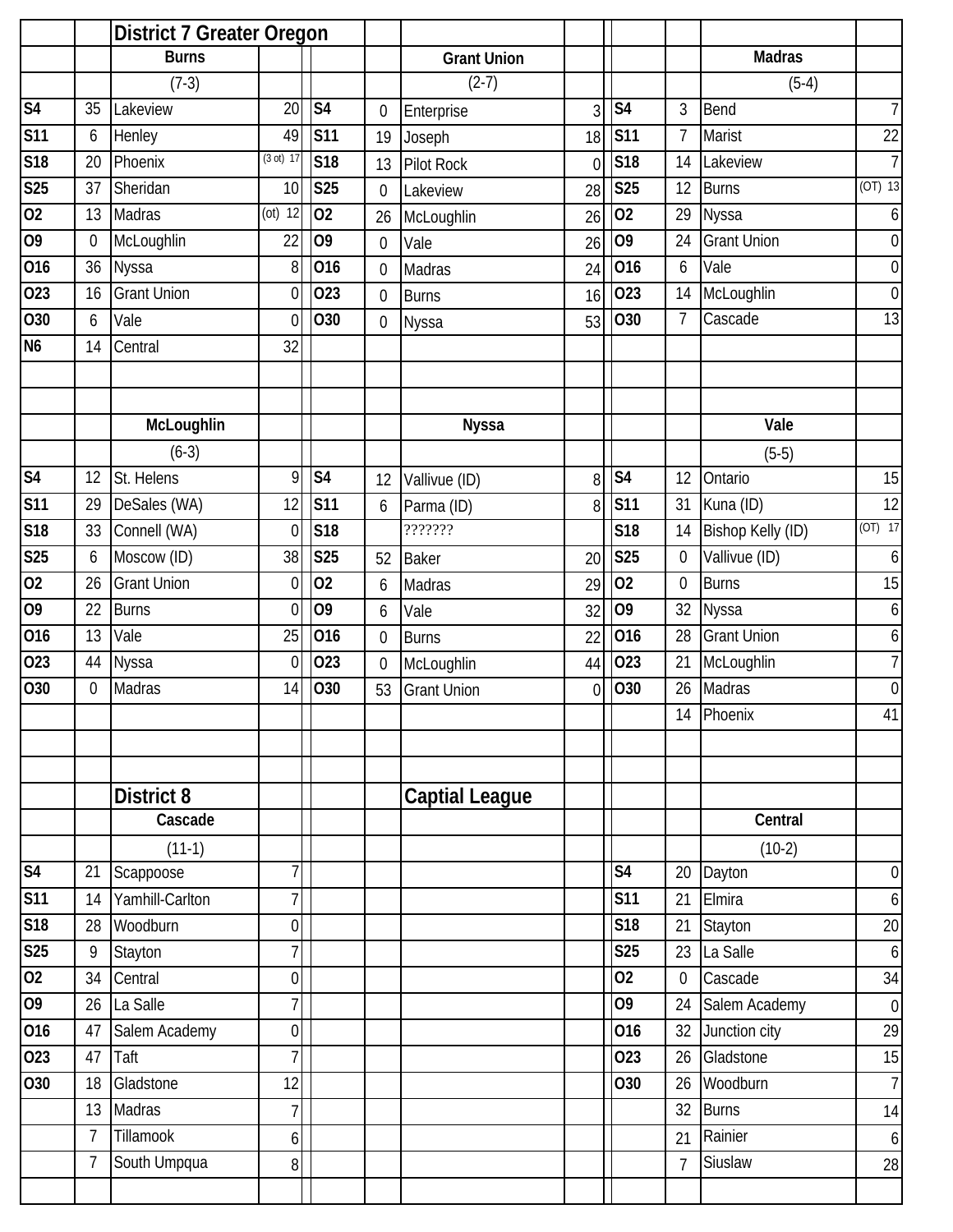## District 7 Greater Oregon

### Burns (7-3)

| Date | Score | Opponent | Score |
|---|---|---|---|
| S4 | 35 | Lakeview | 20 |
| S11 | 6 | Henley | 49 |
| S18 | 20 | Phoenix | (3 ot) 17 |
| S25 | 37 | Sheridan | 10 |
| O2 | 13 | Madras | (ot) 12 |
| O9 | 0 | McLoughlin | 22 |
| O16 | 36 | Nyssa | 8 |
| O23 | 16 | Grant Union | 0 |
| O30 | 6 | Vale | 0 |
| N6 | 14 | Central | 32 |

### Grant Union (2-7)

| Date | Score | Opponent | Score |
|---|---|---|---|
| S4 | 0 | Enterprise | 3 |
| S11 | 19 | Joseph | 18 |
| S18 | 13 | Pilot Rock | 0 |
| S25 | 0 | Lakeview | 28 |
| O2 | 26 | McLoughlin | 26 |
| O9 | 0 | Vale | 26 |
| O16 | 0 | Madras | 24 |
| O23 | 0 | Burns | 16 |
| O30 | 0 | Nyssa | 53 |

### Madras (5-4)

| Date | Score | Opponent | Score |
|---|---|---|---|
| S4 | 3 | Bend | 7 |
| S11 | 7 | Marist | 22 |
| S18 | 14 | Lakeview | 7 |
| S25 | 12 | Burns | (OT) 13 |
| O2 | 29 | Nyssa | 6 |
| O9 | 24 | Grant Union | 0 |
| O16 | 6 | Vale | 0 |
| O23 | 14 | McLoughlin | 0 |
| O30 | 7 | Cascade | 13 |

### McLoughlin (6-3)

| Date | Score | Opponent | Score |
|---|---|---|---|
| S4 | 12 | St. Helens | 9 |
| S11 | 29 | DeSales (WA) | 12 |
| S18 | 33 | Connell (WA) | 0 |
| S25 | 6 | Moscow (ID) | 38 |
| O2 | 26 | Grant Union | 0 |
| O9 | 22 | Burns | 0 |
| O16 | 13 | Vale | 25 |
| O23 | 44 | Nyssa | 0 |
| O30 | 0 | Madras | 14 |

### Nyssa

| Date | Score | Opponent | Score |
|---|---|---|---|
| S4 | 12 | Vallivue (ID) | 8 |
| S11 | 6 | Parma (ID) | 8 |
| S18 | | ??????? | |
| S25 | 52 | Baker | 20 |
| O2 | 6 | Madras | 29 |
| O9 | 6 | Vale | 32 |
| O16 | 0 | Burns | 22 |
| O23 | 0 | McLoughlin | 44 |
| O30 | 53 | Grant Union | 0 |

### Vale (5-5)

| Date | Score | Opponent | Score |
|---|---|---|---|
| S4 | 12 | Ontario | 15 |
| S11 | 31 | Kuna (ID) | 12 |
| S18 | 14 | Bishop Kelly (ID) | (OT) 17 |
| S25 | 0 | Vallivue (ID) | 6 |
| O2 | 0 | Burns | 15 |
| O9 | 32 | Nyssa | 6 |
| O16 | 28 | Grant Union | 6 |
| O23 | 21 | McLoughlin | 7 |
| O30 | 26 | Madras | 0 |
| | 14 | Phoenix | 41 |

## District 8

### Cascade (11-1)

| Date | Score | Opponent | Score |
|---|---|---|---|
| S4 | 21 | Scappoose | 7 |
| S11 | 14 | Yamhill-Carlton | 7 |
| S18 | 28 | Woodburn | 0 |
| S25 | 9 | Stayton | 7 |
| O2 | 34 | Central | 0 |
| O9 | 26 | La Salle | 7 |
| O16 | 47 | Salem Academy | 0 |
| O23 | 47 | Taft | 7 |
| O30 | 18 | Gladstone | 12 |
| | 13 | Madras | 7 |
| | 7 | Tillamook | 6 |
| | 7 | South Umpqua | 8 |

## Captial League

### Central (10-2)

| Date | Score | Opponent | Score |
|---|---|---|---|
| S4 | 20 | Dayton | 0 |
| S11 | 21 | Elmira | 6 |
| S18 | 21 | Stayton | 20 |
| S25 | 23 | La Salle | 6 |
| O2 | 0 | Cascade | 34 |
| O9 | 24 | Salem Academy | 0 |
| O16 | 32 | Junction city | 29 |
| O23 | 26 | Gladstone | 15 |
| O30 | 26 | Woodburn | 7 |
| | 32 | Burns | 14 |
| | 21 | Rainier | 6 |
| | 7 | Siuslaw | 28 |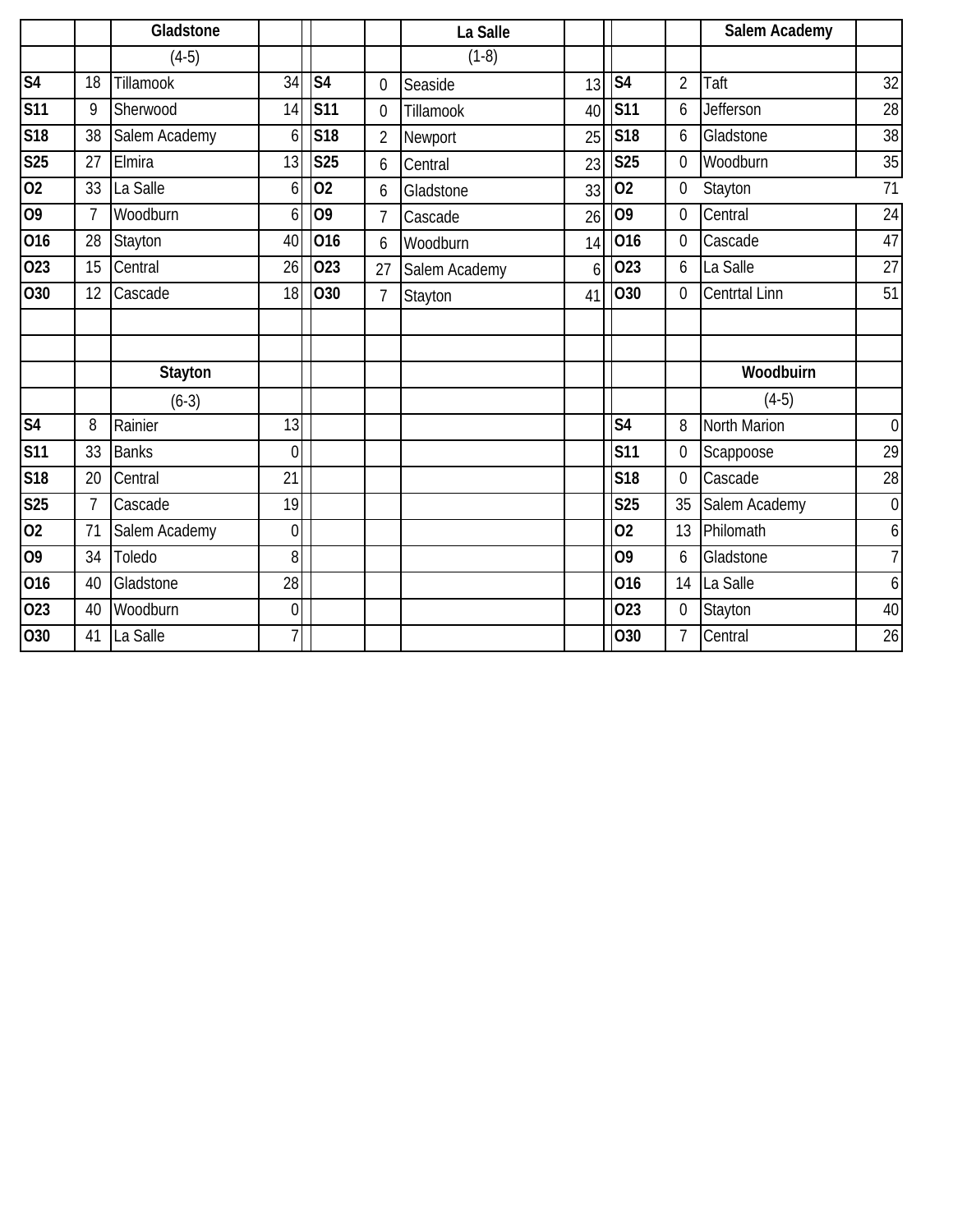| | | Gladstone | | | | | La Salle | | | | | Salem Academy | |
|---|---|---|---|---|---|---|---|---|---|---|---|---|---|
| | | (4-5) | | | | | (1-8) | | | | | | |
| S4 | 18 | Tillamook | 34 | S4 | 0 | Seaside | 13 | S4 | 2 | Taft | 32 | | |
| S11 | 9 | Sherwood | 14 | S11 | 0 | Tillamook | 40 | S11 | 6 | Jefferson | 28 | | |
| S18 | 38 | Salem Academy | 6 | S18 | 2 | Newport | 25 | S18 | 6 | Gladstone | 38 | | |
| S25 | 27 | Elmira | 13 | S25 | 6 | Central | 23 | S25 | 0 | Woodburn | 35 | | |
| O2 | 33 | La Salle | 6 | O2 | 6 | Gladstone | 33 | O2 | 0 | Stayton | 71 | | |
| O9 | 7 | Woodburn | 6 | O9 | 7 | Cascade | 26 | O9 | 0 | Central | 24 | | |
| O16 | 28 | Stayton | 40 | O16 | 6 | Woodburn | 14 | O16 | 0 | Cascade | 47 | | |
| O23 | 15 | Central | 26 | O23 | 27 | Salem Academy | 6 | O23 | 6 | La Salle | 27 | | |
| O30 | 12 | Cascade | 18 | O30 | 7 | Stayton | 41 | O30 | 0 | Centrtal Linn | 51 | | |

| | | Stayton | | | | Woodbuirn | |
|---|---|---|---|---|---|---|---|
| | | (6-3) | | | | (4-5) | |
| S4 | 8 | Rainier | 13 | S4 | 8 | North Marion | 0 |
| S11 | 33 | Banks | 0 | S11 | 0 | Scappoose | 29 |
| S18 | 20 | Central | 21 | S18 | 0 | Cascade | 28 |
| S25 | 7 | Cascade | 19 | S25 | 35 | Salem Academy | 0 |
| O2 | 71 | Salem Academy | 0 | O2 | 13 | Philomath | 6 |
| O9 | 34 | Toledo | 8 | O9 | 6 | Gladstone | 7 |
| O16 | 40 | Gladstone | 28 | O16 | 14 | La Salle | 6 |
| O23 | 40 | Woodburn | 0 | O23 | 0 | Stayton | 40 |
| O30 | 41 | La Salle | 7 | O30 | 7 | Central | 26 |